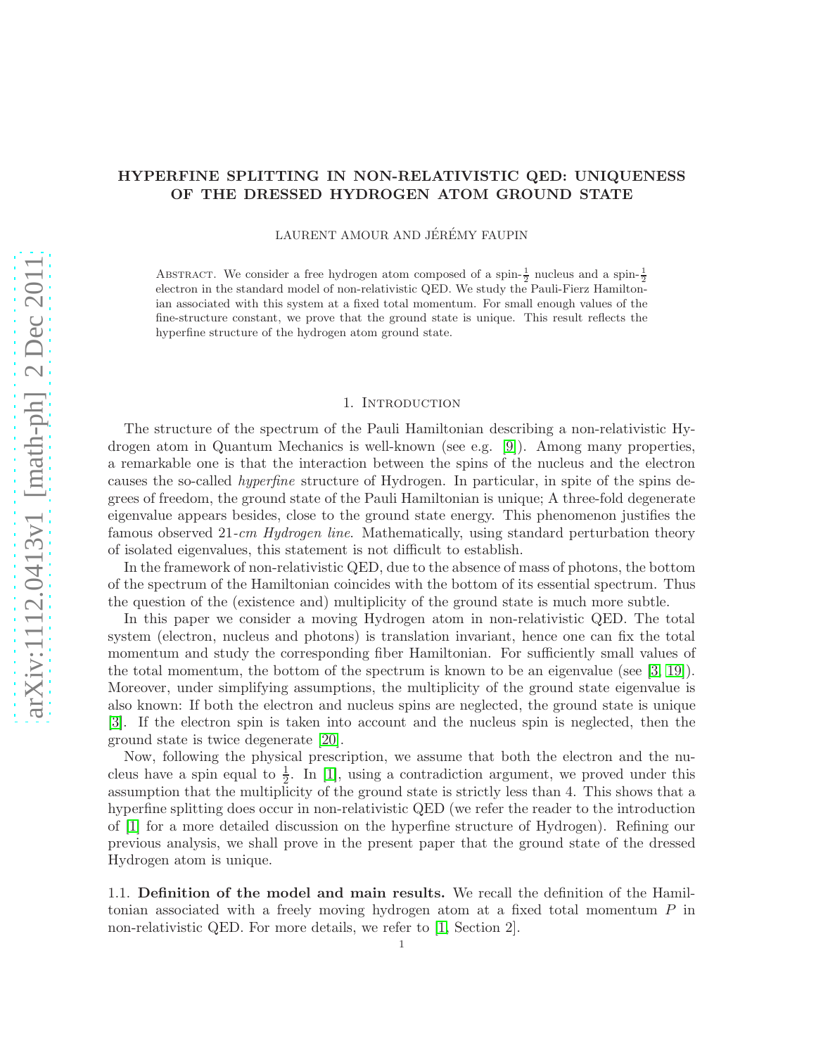# HYPERFINE SPLITTING IN NON-RELATIVISTIC QED: UNIQUENESS OF THE DRESSED HYDROGEN ATOM GROUND STATE

LAURENT AMOUR AND JÉRÉMY FAUPIN

Abstract. We consider a free hydrogen atom composed of a spin-$\frac{1}{2}$ nucleus and a spin-$\frac{1}{2}$ electron in the standard model of non-relativistic QED. We study the Pauli-Fierz Hamiltonian associated with this system at a fixed total momentum. For small enough values of the fine-structure constant, we prove that the ground state is unique. This result reflects the hyperfine structure of the hydrogen atom ground state.

## 1. Introduction

The structure of the spectrum of the Pauli Hamiltonian describing a non-relativistic Hydrogen atom in Quantum Mechanics is well-known (see e.g. [9]). Among many properties, a remarkable one is that the interaction between the spins of the nucleus and the electron causes the so-called *hyperfine* structure of Hydrogen. In particular, in spite of the spins degrees of freedom, the ground state of the Pauli Hamiltonian is unique; A three-fold degenerate eigenvalue appears besides, close to the ground state energy. This phenomenon justifies the famous observed 21-*cm Hydrogen line*. Mathematically, using standard perturbation theory of isolated eigenvalues, this statement is not difficult to establish.

In the framework of non-relativistic QED, due to the absence of mass of photons, the bottom of the spectrum of the Hamiltonian coincides with the bottom of its essential spectrum. Thus the question of the (existence and) multiplicity of the ground state is much more subtle.

In this paper we consider a moving Hydrogen atom in non-relativistic QED. The total system (electron, nucleus and photons) is translation invariant, hence one can fix the total momentum and study the corresponding fiber Hamiltonian. For sufficiently small values of the total momentum, the bottom of the spectrum is known to be an eigenvalue (see [3, 19]). Moreover, under simplifying assumptions, the multiplicity of the ground state eigenvalue is also known: If both the electron and nucleus spins are neglected, the ground state is unique [3]. If the electron spin is taken into account and the nucleus spin is neglected, then the ground state is twice degenerate [20].

Now, following the physical prescription, we assume that both the electron and the nucleus have a spin equal to $\frac{1}{2}$. In [1], using a contradiction argument, we proved under this assumption that the multiplicity of the ground state is strictly less than 4. This shows that a hyperfine splitting does occur in non-relativistic QED (we refer the reader to the introduction of [1] for a more detailed discussion on the hyperfine structure of Hydrogen). Refining our previous analysis, we shall prove in the present paper that the ground state of the dressed Hydrogen atom is unique.

### 1.1. Definition of the model and main results.

We recall the definition of the Hamiltonian associated with a freely moving hydrogen atom at a fixed total momentum $P$ in non-relativistic QED. For more details, we refer to [1, Section 2].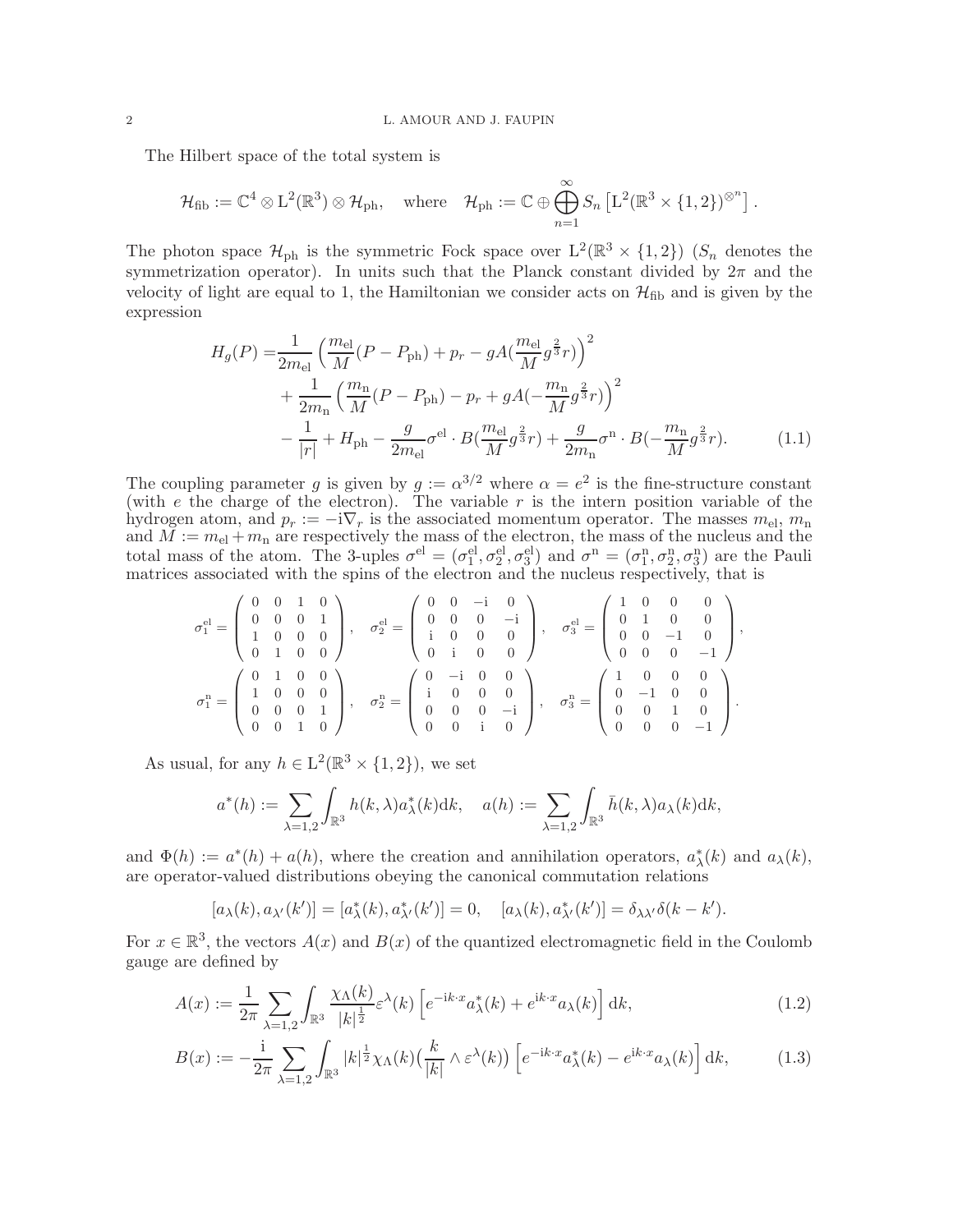The Hilbert space of the total system is

$$\mathcal{H}_{\mathrm{fib}} := \mathbb{C}^4 \otimes \mathrm{L}^2(\mathbb{R}^3) \otimes \mathcal{H}_{\mathrm{ph}}, \quad \text{where} \quad \mathcal{H}_{\mathrm{ph}} := \mathbb{C} \oplus \bigoplus_{n=1}^{\infty} S_n \left[ \mathrm{L}^2(\mathbb{R}^3 \times \{1,2\})^{\otimes^n} \right].$$

The photon space $\mathcal{H}_{\mathrm{ph}}$ is the symmetric Fock space over $\mathrm{L}^2(\mathbb{R}^3 \times \{1,2\})$ ($S_n$ denotes the symmetrization operator). In units such that the Planck constant divided by $2\pi$ and the velocity of light are equal to 1, the Hamiltonian we consider acts on $\mathcal{H}_{\mathrm{fib}}$ and is given by the expression

$$\begin{aligned} H_g(P) =& \frac{1}{2m_{\mathrm{el}}} \Big( \frac{m_{\mathrm{el}}}{M}(P - P_{\mathrm{ph}}) + p_r - gA(\frac{m_{\mathrm{el}}}{M} g^{\frac{2}{3}} r) \Big)^2 \\ &+ \frac{1}{2m_{\mathrm{n}}} \Big( \frac{m_{\mathrm{n}}}{M}(P - P_{\mathrm{ph}}) - p_r + gA(-\frac{m_{\mathrm{n}}}{M} g^{\frac{2}{3}} r) \Big)^2 \\ &- \frac{1}{|r|} + H_{\mathrm{ph}} - \frac{g}{2m_{\mathrm{el}}} \sigma^{\mathrm{el}} \cdot B(\frac{m_{\mathrm{el}}}{M} g^{\frac{2}{3}} r) + \frac{g}{2m_{\mathrm{n}}} \sigma^{\mathrm{n}} \cdot B(-\frac{m_{\mathrm{n}}}{M} g^{\frac{2}{3}} r). \end{aligned} \tag{1.1}$$

The coupling parameter $g$ is given by $g := \alpha^{3/2}$ where $\alpha = e^2$ is the fine-structure constant (with $e$ the charge of the electron). The variable $r$ is the intern position variable of the hydrogen atom, and $p_r := -\mathrm{i}\nabla_r$ is the associated momentum operator. The masses $m_{\mathrm{el}}$, $m_{\mathrm{n}}$ and $M := m_{\mathrm{el}} + m_{\mathrm{n}}$ are respectively the mass of the electron, the mass of the nucleus and the total mass of the atom. The 3-uples $\sigma^{\mathrm{el}} = (\sigma_1^{\mathrm{el}}, \sigma_2^{\mathrm{el}}, \sigma_3^{\mathrm{el}})$ and $\sigma^{\mathrm{n}} = (\sigma_1^{\mathrm{n}}, \sigma_2^{\mathrm{n}}, \sigma_3^{\mathrm{n}})$ are the Pauli matrices associated with the spins of the electron and the nucleus respectively, that is

$$\sigma_1^{\mathrm{el}} = \begin{pmatrix} 0 & 0 & 1 & 0 \\ 0 & 0 & 0 & 1 \\ 1 & 0 & 0 & 0 \\ 0 & 1 & 0 & 0 \end{pmatrix}, \quad \sigma_2^{\mathrm{el}} = \begin{pmatrix} 0 & 0 & -\mathrm{i} & 0 \\ 0 & 0 & 0 & -\mathrm{i} \\ \mathrm{i} & 0 & 0 & 0 \\ 0 & \mathrm{i} & 0 & 0 \end{pmatrix}, \quad \sigma_3^{\mathrm{el}} = \begin{pmatrix} 1 & 0 & 0 & 0 \\ 0 & 1 & 0 & 0 \\ 0 & 0 & -1 & 0 \\ 0 & 0 & 0 & -1 \end{pmatrix},$$

$$\sigma_1^{\mathrm{n}} = \begin{pmatrix} 0 & 1 & 0 & 0 \\ 1 & 0 & 0 & 0 \\ 0 & 0 & 0 & 1 \\ 0 & 0 & 1 & 0 \end{pmatrix}, \quad \sigma_2^{\mathrm{n}} = \begin{pmatrix} 0 & -\mathrm{i} & 0 & 0 \\ \mathrm{i} & 0 & 0 & 0 \\ 0 & 0 & 0 & -\mathrm{i} \\ 0 & 0 & \mathrm{i} & 0 \end{pmatrix}, \quad \sigma_3^{\mathrm{n}} = \begin{pmatrix} 1 & 0 & 0 & 0 \\ 0 & -1 & 0 & 0 \\ 0 & 0 & 1 & 0 \\ 0 & 0 & 0 & -1 \end{pmatrix}.$$

As usual, for any $h \in \mathrm{L}^2(\mathbb{R}^3 \times \{1,2\})$, we set

$$a^*(h) := \sum_{\lambda=1,2} \int_{\mathbb{R}^3} h(k,\lambda) a^*_\lambda(k) \mathrm{d}k, \quad a(h) := \sum_{\lambda=1,2} \int_{\mathbb{R}^3} \bar{h}(k,\lambda) a_\lambda(k) \mathrm{d}k,$$

and $\Phi(h) := a^*(h) + a(h)$, where the creation and annihilation operators, $a^*_\lambda(k)$ and $a_\lambda(k)$, are operator-valued distributions obeying the canonical commutation relations

$$[a_\lambda(k), a_{\lambda'}(k')] = [a^*_\lambda(k), a^*_{\lambda'}(k')] = 0, \quad [a_\lambda(k), a^*_{\lambda'}(k')] = \delta_{\lambda\lambda'} \delta(k - k').$$

For $x \in \mathbb{R}^3$, the vectors $A(x)$ and $B(x)$ of the quantized electromagnetic field in the Coulomb gauge are defined by

$$A(x) := \frac{1}{2\pi} \sum_{\lambda=1,2} \int_{\mathbb{R}^3} \frac{\chi_\Lambda(k)}{|k|^{\frac{1}{2}}} \varepsilon^\lambda(k) \left[ e^{-\mathrm{i}k\cdot x} a^*_\lambda(k) + e^{\mathrm{i}k\cdot x} a_\lambda(k) \right] \mathrm{d}k, \tag{1.2}$$

$$B(x) := -\frac{\mathrm{i}}{2\pi} \sum_{\lambda=1,2} \int_{\mathbb{R}^3} |k|^{\frac{1}{2}} \chi_\Lambda(k) \big( \frac{k}{|k|} \wedge \varepsilon^\lambda(k) \big) \left[ e^{-\mathrm{i}k\cdot x} a^*_\lambda(k) - e^{\mathrm{i}k\cdot x} a_\lambda(k) \right] \mathrm{d}k, \tag{1.3}$$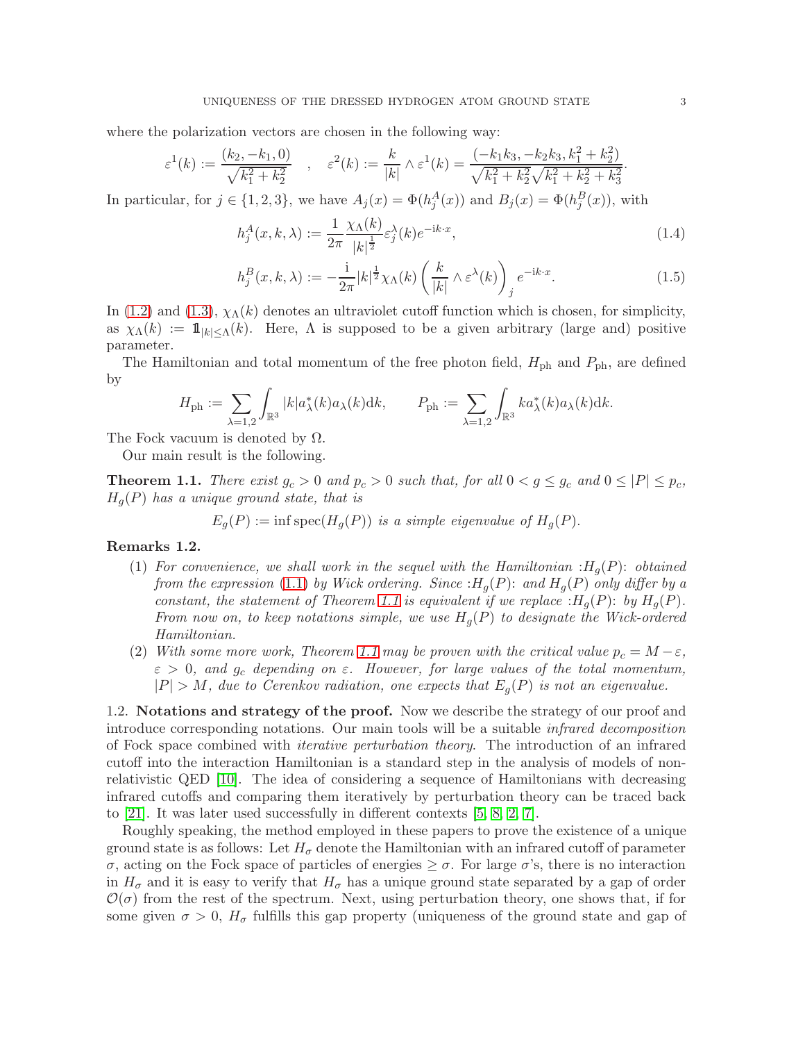where the polarization vectors are chosen in the following way:

$$\varepsilon^1(k) := \frac{(k_2, -k_1, 0)}{\sqrt{k_1^2+k_2^2}} \quad , \quad \varepsilon^2(k) := \frac{k}{|k|} \wedge \varepsilon^1(k) = \frac{(-k_1k_3, -k_2k_3, k_1^2+k_2^2)}{\sqrt{k_1^2+k_2^2}\sqrt{k_1^2+k_2^2+k_3^2}}.$$

In particular, for $j \in \{1,2,3\}$, we have $A_j(x) = \Phi(h_j^A(x))$ and $B_j(x) = \Phi(h_j^B(x))$, with

$$h_j^A(x,k,\lambda) := \frac{1}{2\pi} \frac{\chi_\Lambda(k)}{|k|^{\frac{1}{2}}} \varepsilon_j^\lambda(k) e^{-\mathrm{i}k\cdot x}, \tag{1.4}$$

$$h_j^B(x,k,\lambda) := -\frac{\mathrm{i}}{2\pi}|k|^{\frac{1}{2}}\chi_\Lambda(k)\left(\frac{k}{|k|}\wedge \varepsilon^\lambda(k)\right)_j e^{-\mathrm{i}k\cdot x}. \tag{1.5}$$

In (1.2) and (1.3), $\chi_\Lambda(k)$ denotes an ultraviolet cutoff function which is chosen, for simplicity, as $\chi_\Lambda(k) := \mathbb{1}_{|k|\le\Lambda}(k)$. Here, $\Lambda$ is supposed to be a given arbitrary (large and) positive parameter.

The Hamiltonian and total momentum of the free photon field, $H_{\mathrm{ph}}$ and $P_{\mathrm{ph}}$, are defined by

$$H_{\mathrm{ph}} := \sum_{\lambda=1,2}\int_{\mathbb{R}^3} |k| a_\lambda^*(k) a_\lambda(k) \mathrm{d}k, \qquad P_{\mathrm{ph}} := \sum_{\lambda=1,2}\int_{\mathbb{R}^3} k a_\lambda^*(k) a_\lambda(k)\mathrm{d}k.$$

The Fock vacuum is denoted by $\Omega$.

Our main result is the following.

**Theorem 1.1.** *There exist $g_c > 0$ and $p_c > 0$ such that, for all $0 < g \le g_c$ and $0 \le |P| \le p_c$, $H_g(P)$ has a unique ground state, that is*

$$E_g(P) := \inf \operatorname{spec}(H_g(P)) \text{ is a simple eigenvalue of } H_g(P).$$

**Remarks 1.2.**

1. *For convenience, we shall work in the sequel with the Hamiltonian $:H_g(P):$ obtained from the expression (1.1) by Wick ordering. Since $:H_g(P):$ and $H_g(P)$ only differ by a constant, the statement of Theorem 1.1 is equivalent if we replace $:H_g(P):$ by $H_g(P)$. From now on, to keep notations simple, we use $H_g(P)$ to designate the Wick-ordered Hamiltonian.*
2. *With some more work, Theorem 1.1 may be proven with the critical value $p_c = M - \varepsilon$, $\varepsilon > 0$, and $g_c$ depending on $\varepsilon$. However, for large values of the total momentum, $|P| > M$, due to Cerenkov radiation, one expects that $E_g(P)$ is not an eigenvalue.*

### 1.2. Notations and strategy of the proof.

Now we describe the strategy of our proof and introduce corresponding notations. Our main tools will be a suitable *infrared decomposition* of Fock space combined with *iterative perturbation theory*. The introduction of an infrared cutoff into the interaction Hamiltonian is a standard step in the analysis of models of non-relativistic QED [10]. The idea of considering a sequence of Hamiltonians with decreasing infrared cutoffs and comparing them iteratively by perturbation theory can be traced back to [21]. It was later used successfully in different contexts [5, 8, 2, 7].

Roughly speaking, the method employed in these papers to prove the existence of a unique ground state is as follows: Let $H_\sigma$ denote the Hamiltonian with an infrared cutoff of parameter $\sigma$, acting on the Fock space of particles of energies $\ge \sigma$. For large $\sigma$'s, there is no interaction in $H_\sigma$ and it is easy to verify that $H_\sigma$ has a unique ground state separated by a gap of order $\mathcal{O}(\sigma)$ from the rest of the spectrum. Next, using perturbation theory, one shows that, if for some given $\sigma > 0$, $H_\sigma$ fulfills this gap property (uniqueness of the ground state and gap of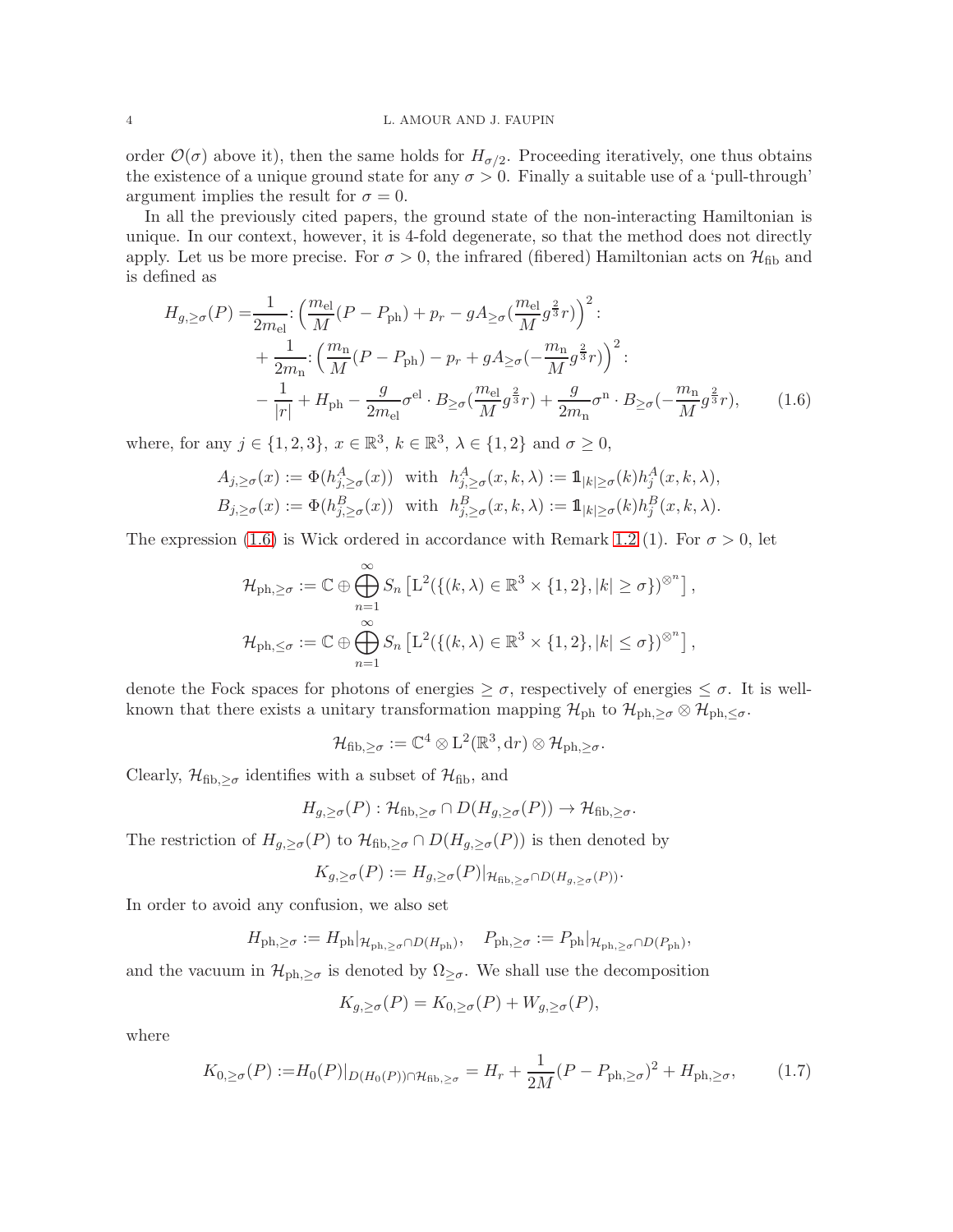order $\mathcal{O}(\sigma)$ above it), then the same holds for $H_{\sigma/2}$. Proceeding iteratively, one thus obtains the existence of a unique ground state for any $\sigma > 0$. Finally a suitable use of a 'pull-through' argument implies the result for $\sigma = 0$.

In all the previously cited papers, the ground state of the non-interacting Hamiltonian is unique. In our context, however, it is 4-fold degenerate, so that the method does not directly apply. Let us be more precise. For $\sigma > 0$, the infrared (fibered) Hamiltonian acts on $\mathcal{H}_{\rm fib}$ and is defined as

$$
\begin{aligned}
H_{g,\geq\sigma}(P) =& \frac{1}{2m_{\rm el}} \colon \Big( \frac{m_{\rm el}}{M}(P - P_{\rm ph}) + p_r - gA_{\geq\sigma}\big(\frac{m_{\rm el}}{M} g^{\frac{2}{3}} r\big) \Big)^2 \colon \\
&+ \frac{1}{2m_{\rm n}} \colon \Big( \frac{m_{\rm n}}{M}(P - P_{\rm ph}) - p_r + gA_{\geq\sigma}\big(-\frac{m_{\rm n}}{M} g^{\frac{2}{3}} r\big) \Big)^2 \colon \\
&- \frac{1}{|r|} + H_{\rm ph} - \frac{g}{2m_{\rm el}} \sigma^{\rm el} \cdot B_{\geq\sigma}\big(\frac{m_{\rm el}}{M} g^{\frac{2}{3}} r\big) + \frac{g}{2m_{\rm n}} \sigma^{\rm n} \cdot B_{\geq\sigma}\big(-\frac{m_{\rm n}}{M} g^{\frac{2}{3}} r\big),
\end{aligned}
\tag{1.6}
$$

where, for any $j \in \{1,2,3\}$, $x \in \mathbb{R}^3$, $k \in \mathbb{R}^3$, $\lambda \in \{1,2\}$ and $\sigma \geq 0$,

$$
\begin{aligned}
A_{j,\geq\sigma}(x) &:= \Phi(h^A_{j,\geq\sigma}(x)) \quad \text{with} \quad h^A_{j,\geq\sigma}(x,k,\lambda) := \mathbb{1}_{|k|\geq\sigma}(k) h^A_j(x,k,\lambda), \\
B_{j,\geq\sigma}(x) &:= \Phi(h^B_{j,\geq\sigma}(x)) \quad \text{with} \quad h^B_{j,\geq\sigma}(x,k,\lambda) := \mathbb{1}_{|k|\geq\sigma}(k) h^B_j(x,k,\lambda).
\end{aligned}
$$

The expression (1.6) is Wick ordered in accordance with Remark 1.2 (1). For $\sigma > 0$, let

$$
\begin{aligned}
\mathcal{H}_{{\rm ph},\geq\sigma} &:= \mathbb{C} \oplus \bigoplus_{n=1}^{\infty} S_n \left[ \mathrm{L}^2(\{(k,\lambda) \in \mathbb{R}^3 \times \{1,2\}, |k| \geq \sigma\})^{\otimes^n} \right], \\
\mathcal{H}_{{\rm ph},\leq\sigma} &:= \mathbb{C} \oplus \bigoplus_{n=1}^{\infty} S_n \left[ \mathrm{L}^2(\{(k,\lambda) \in \mathbb{R}^3 \times \{1,2\}, |k| \leq \sigma\})^{\otimes^n} \right],
\end{aligned}
$$

denote the Fock spaces for photons of energies $\geq \sigma$, respectively of energies $\leq \sigma$. It is well-known that there exists a unitary transformation mapping $\mathcal{H}_{\rm ph}$ to $\mathcal{H}_{{\rm ph},\geq\sigma} \otimes \mathcal{H}_{{\rm ph},\leq\sigma}$.

$$
\mathcal{H}_{{\rm fib},\geq\sigma} := \mathbb{C}^4 \otimes \mathrm{L}^2(\mathbb{R}^3, \mathrm{d}r) \otimes \mathcal{H}_{{\rm ph},\geq\sigma}.
$$

Clearly, $\mathcal{H}_{{\rm fib},\geq\sigma}$ identifies with a subset of $\mathcal{H}_{\rm fib}$, and

$$
H_{g,\geq\sigma}(P) : \mathcal{H}_{{\rm fib},\geq\sigma} \cap D(H_{g,\geq\sigma}(P)) \to \mathcal{H}_{{\rm fib},\geq\sigma}.
$$

The restriction of $H_{g,\geq\sigma}(P)$ to $\mathcal{H}_{{\rm fib},\geq\sigma} \cap D(H_{g,\geq\sigma}(P))$ is then denoted by

$$
K_{g,\geq\sigma}(P) := H_{g,\geq\sigma}(P)|_{\mathcal{H}_{{\rm fib},\geq\sigma} \cap D(H_{g,\geq\sigma}(P))}.
$$

In order to avoid any confusion, we also set

$$
H_{{\rm ph},\geq\sigma} := H_{\rm ph}|_{\mathcal{H}_{{\rm ph},\geq\sigma} \cap D(H_{\rm ph})}, \quad P_{{\rm ph},\geq\sigma} := P_{\rm ph}|_{\mathcal{H}_{{\rm ph},\geq\sigma} \cap D(P_{\rm ph})},
$$

and the vacuum in $\mathcal{H}_{{\rm ph},\geq\sigma}$ is denoted by $\Omega_{\geq\sigma}$. We shall use the decomposition

$$
K_{g,\geq\sigma}(P) = K_{0,\geq\sigma}(P) + W_{g,\geq\sigma}(P),
$$

where

$$
K_{0,\geq\sigma}(P) := H_0(P)|_{D(H_0(P)) \cap \mathcal{H}_{{\rm fib},\geq\sigma}} = H_r + \frac{1}{2M}(P - P_{{\rm ph},\geq\sigma})^2 + H_{{\rm ph},\geq\sigma}, \tag{1.7}
$$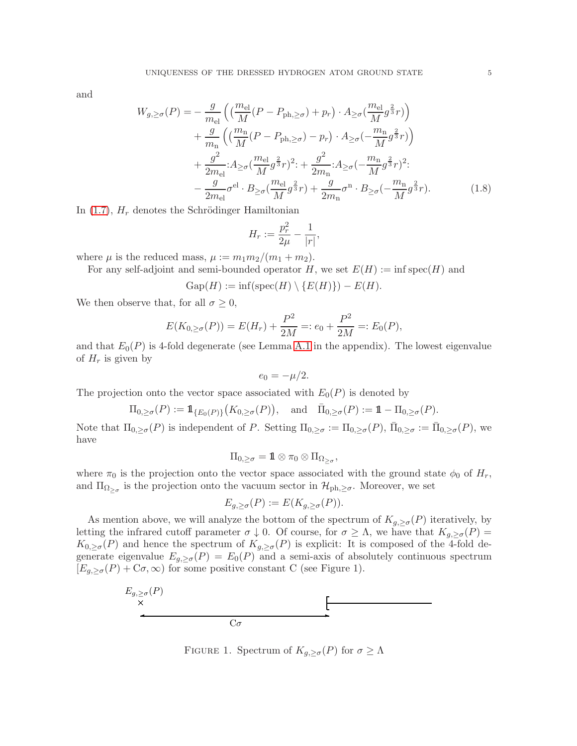and

$$
\begin{aligned}
W_{g,\geq\sigma}(P) = & -\frac{g}{m_{\mathrm{el}}}\Big(\big(\frac{m_{\mathrm{el}}}{M}(P - P_{\mathrm{ph},\geq\sigma}) + p_r\big)\cdot A_{\geq\sigma}(\frac{m_{\mathrm{el}}}{M}g^{\frac{2}{3}}r)\Big) \\
& + \frac{g}{m_{\mathrm{n}}}\Big(\big(\frac{m_{\mathrm{n}}}{M}(P - P_{\mathrm{ph},\geq\sigma}) - p_r\big)\cdot A_{\geq\sigma}(-\frac{m_{\mathrm{n}}}{M}g^{\frac{2}{3}}r)\Big) \\
& + \frac{g^2}{2m_{\mathrm{el}}}{:}A_{\geq\sigma}(\frac{m_{\mathrm{el}}}{M}g^{\frac{2}{3}}r)^2{:} + \frac{g^2}{2m_{\mathrm{n}}}{:}A_{\geq\sigma}(-\frac{m_{\mathrm{n}}}{M}g^{\frac{2}{3}}r)^2{:} \\
& - \frac{g}{2m_{\mathrm{el}}}\sigma^{\mathrm{el}}\cdot B_{\geq\sigma}(\frac{m_{\mathrm{el}}}{M}g^{\frac{2}{3}}r) + \frac{g}{2m_{\mathrm{n}}}\sigma^{\mathrm{n}}\cdot B_{\geq\sigma}(-\frac{m_{\mathrm{n}}}{M}g^{\frac{2}{3}}r).
\end{aligned} \tag{1.8}
$$

In (1.7), $H_r$ denotes the Schrödinger Hamiltonian

$$
H_r := \frac{p_r^2}{2\mu} - \frac{1}{|r|},
$$

where $\mu$ is the reduced mass, $\mu := m_1 m_2/(m_1 + m_2)$.

For any self-adjoint and semi-bounded operator $H$, we set $E(H) := \inf \mathrm{spec}(H)$ and

$$
\mathrm{Gap}(H) := \inf(\mathrm{spec}(H) \setminus \{E(H)\}) - E(H).
$$

We then observe that, for all $\sigma \geq 0$,

$$
E(K_{0,\geq\sigma}(P)) = E(H_r) + \frac{P^2}{2M} =: e_0 + \frac{P^2}{2M} =: E_0(P),
$$

and that $E_0(P)$ is 4-fold degenerate (see Lemma A.1 in the appendix). The lowest eigenvalue of $H_r$ is given by

$$
e_0 = -\mu/2.
$$

The projection onto the vector space associated with $E_0(P)$ is denoted by

$$
\Pi_{0,\geq\sigma}(P) := \mathbb{1}_{\{E_0(P)\}}\big(K_{0,\geq\sigma}(P)\big), \quad \text{and} \quad \bar{\Pi}_{0,\geq\sigma}(P) := \mathbb{1} - \Pi_{0,\geq\sigma}(P).
$$

Note that $\Pi_{0,\geq\sigma}(P)$ is independent of $P$. Setting $\Pi_{0,\geq\sigma} := \Pi_{0,\geq\sigma}(P)$, $\bar{\Pi}_{0,\geq\sigma} := \bar{\Pi}_{0,\geq\sigma}(P)$, we have

$$
\Pi_{0,\geq\sigma} = \mathbb{1} \otimes \pi_0 \otimes \Pi_{\Omega_{\geq\sigma}},
$$

where $\pi_0$ is the projection onto the vector space associated with the ground state $\phi_0$ of $H_r$, and $\Pi_{\Omega_{\geq\sigma}}$ is the projection onto the vacuum sector in $\mathcal{H}_{\mathrm{ph},\geq\sigma}$. Moreover, we set

$$
E_{g,\geq\sigma}(P) := E(K_{g,\geq\sigma}(P)).
$$

As mention above, we will analyze the bottom of the spectrum of $K_{g,\geq\sigma}(P)$ iteratively, by letting the infrared cutoff parameter $\sigma \downarrow 0$. Of course, for $\sigma \geq \Lambda$, we have that $K_{g,\geq\sigma}(P) = K_{0,\geq\sigma}(P)$ and hence the spectrum of $K_{g,\geq\sigma}(P)$ is explicit: It is composed of the 4-fold degenerate eigenvalue $E_{g,\geq\sigma}(P) = E_0(P)$ and a semi-axis of absolutely continuous spectrum $[E_{g,\geq\sigma}(P) + \mathrm{C}\sigma, \infty)$ for some positive constant C (see Figure 1).

$E_{g,\geq\sigma}(P)$ $\mathrm{C}\sigma$

FIGURE 1. Spectrum of $K_{g,\geq\sigma}(P)$ for $\sigma \geq \Lambda$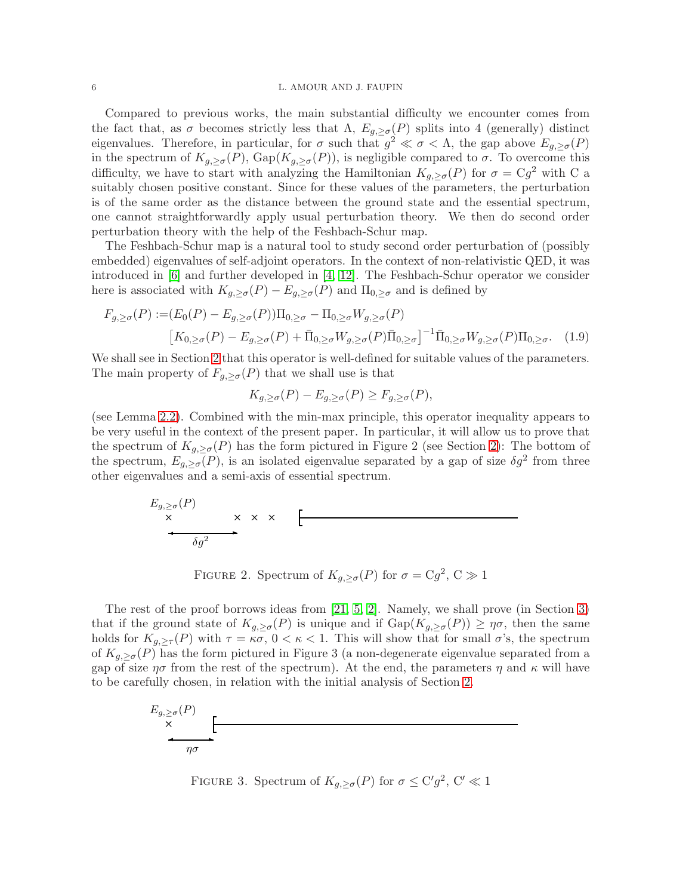Compared to previous works, the main substantial difficulty we encounter comes from the fact that, as $\sigma$ becomes strictly less that $\Lambda$, $E_{g,\geq\sigma}(P)$ splits into 4 (generally) distinct eigenvalues. Therefore, in particular, for $\sigma$ such that $g^2 \ll \sigma < \Lambda$, the gap above $E_{g,\geq\sigma}(P)$ in the spectrum of $K_{g,\geq\sigma}(P)$, $\mathrm{Gap}(K_{g,\geq\sigma}(P))$, is negligible compared to $\sigma$. To overcome this difficulty, we have to start with analyzing the Hamiltonian $K_{g,\geq\sigma}(P)$ for $\sigma = \mathrm{C}g^2$ with C a suitably chosen positive constant. Since for these values of the parameters, the perturbation is of the same order as the distance between the ground state and the essential spectrum, one cannot straightforwardly apply usual perturbation theory. We then do second order perturbation theory with the help of the Feshbach-Schur map.

The Feshbach-Schur map is a natural tool to study second order perturbation of (possibly embedded) eigenvalues of self-adjoint operators. In the context of non-relativistic QED, it was introduced in [6] and further developed in [4, 12]. The Feshbach-Schur operator we consider here is associated with $K_{g,\geq\sigma}(P) - E_{g,\geq\sigma}(P)$ and $\Pi_{0,\geq\sigma}$ and is defined by

$$
\begin{aligned}
F_{g,\geq\sigma}(P) :=& (E_0(P) - E_{g,\geq\sigma}(P))\Pi_{0,\geq\sigma} - \Pi_{0,\geq\sigma} W_{g,\geq\sigma}(P) \\
& \left[ K_{0,\geq\sigma}(P) - E_{g,\geq\sigma}(P) + \bar{\Pi}_{0,\geq\sigma} W_{g,\geq\sigma}(P) \bar{\Pi}_{0,\geq\sigma} \right]^{-1} \bar{\Pi}_{0,\geq\sigma} W_{g,\geq\sigma}(P) \Pi_{0,\geq\sigma}. \quad (1.9)
\end{aligned}
$$

We shall see in Section 2 that this operator is well-defined for suitable values of the parameters. The main property of $F_{g,\geq\sigma}(P)$ that we shall use is that

$$
K_{g,\geq\sigma}(P) - E_{g,\geq\sigma}(P) \geq F_{g,\geq\sigma}(P),
$$

(see Lemma 2.2). Combined with the min-max principle, this operator inequality appears to be very useful in the context of the present paper. In particular, it will allow us to prove that the spectrum of $K_{g,\geq\sigma}(P)$ has the form pictured in Figure 2 (see Section 2): The bottom of the spectrum, $E_{g,\geq\sigma}(P)$, is an isolated eigenvalue separated by a gap of size $\delta g^2$ from three other eigenvalues and a semi-axis of essential spectrum.

Figure 2. Spectrum of $K_{g,\geq\sigma}(P)$ for $\sigma = \mathrm{C}g^2$, $\mathrm{C} \gg 1$

The rest of the proof borrows ideas from [21, 5, 2]. Namely, we shall prove (in Section 3) that if the ground state of $K_{g,\geq\sigma}(P)$ is unique and if $\mathrm{Gap}(K_{g,\geq\sigma}(P)) \geq \eta\sigma$, then the same holds for $K_{g,\geq\tau}(P)$ with $\tau = \kappa\sigma$, $0 < \kappa < 1$. This will show that for small $\sigma$'s, the spectrum of $K_{g,\geq\sigma}(P)$ has the form pictured in Figure 3 (a non-degenerate eigenvalue separated from a gap of size $\eta\sigma$ from the rest of the spectrum). At the end, the parameters $\eta$ and $\kappa$ will have to be carefully chosen, in relation with the initial analysis of Section 2.

Figure 3. Spectrum of $K_{g,\geq\sigma}(P)$ for $\sigma \leq \mathrm{C}'g^2$, $\mathrm{C}' \ll 1$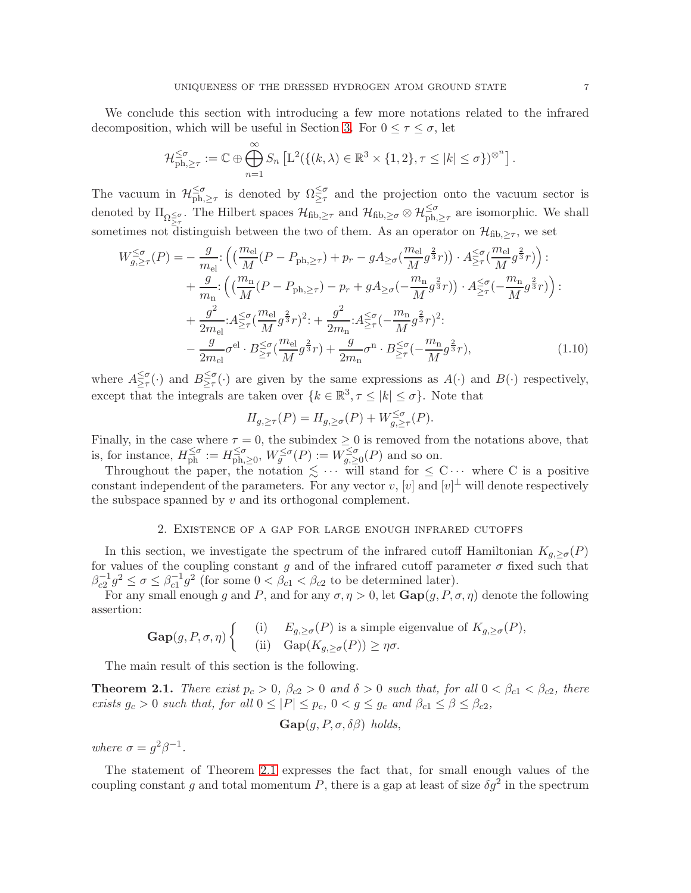We conclude this section with introducing a few more notations related to the infrared decomposition, which will be useful in Section 3. For $0 \le \tau \le \sigma$, let

$$\mathcal{H}_{\mathrm{ph}, \ge \tau}^{\le \sigma} := \mathbb{C} \oplus \bigoplus_{n=1}^{\infty} S_n \left[ \mathrm{L}^2(\{(k,\lambda) \in \mathbb{R}^3 \times \{1,2\}, \tau \le |k| \le \sigma\})^{\otimes^n} \right].$$

The vacuum in $\mathcal{H}_{\mathrm{ph}, \ge \tau}^{\le \sigma}$ is denoted by $\Omega_{\ge \tau}^{\le \sigma}$ and the projection onto the vacuum sector is denoted by $\Pi_{\Omega_{\ge \tau}^{\le \sigma}}$. The Hilbert spaces $\mathcal{H}_{\mathrm{fib}, \ge \tau}$ and $\mathcal{H}_{\mathrm{fib}, \ge \sigma} \otimes \mathcal{H}_{\mathrm{ph}, \ge \tau}^{\le \sigma}$ are isomorphic. We shall sometimes not distinguish between the two of them. As an operator on $\mathcal{H}_{\mathrm{fib}, \ge \tau}$, we set

$$\begin{aligned}
W_{g, \ge \tau}^{\le \sigma}(P) = &- \frac{g}{m_{\mathrm{el}}} \colon \Big( \big( \frac{m_{\mathrm{el}}}{M}(P - P_{\mathrm{ph}, \ge \tau}) + p_r - g A_{\ge \sigma}(\frac{m_{\mathrm{el}}}{M} g^{\frac{2}{3}} r) \big) \cdot A_{\ge \tau}^{\le \sigma}(\frac{m_{\mathrm{el}}}{M} g^{\frac{2}{3}} r) \Big) \colon \\
&+ \frac{g}{m_{\mathrm{n}}} \colon \Big( \big( \frac{m_{\mathrm{n}}}{M}(P - P_{\mathrm{ph}, \ge \tau}) - p_r + g A_{\ge \sigma}(-\frac{m_{\mathrm{n}}}{M} g^{\frac{2}{3}} r) \big) \cdot A_{\ge \tau}^{\le \sigma}(-\frac{m_{\mathrm{n}}}{M} g^{\frac{2}{3}} r) \Big) \colon \\
&+ \frac{g^2}{2 m_{\mathrm{el}}} \colon A_{\ge \tau}^{\le \sigma}(\frac{m_{\mathrm{el}}}{M} g^{\frac{2}{3}} r)^2 \colon + \frac{g^2}{2 m_{\mathrm{n}}} \colon A_{\ge \tau}^{\le \sigma}(-\frac{m_{\mathrm{n}}}{M} g^{\frac{2}{3}} r)^2 \colon \\
&- \frac{g}{2 m_{\mathrm{el}}} \sigma^{\mathrm{el}} \cdot B_{\ge \tau}^{\le \sigma}(\frac{m_{\mathrm{el}}}{M} g^{\frac{2}{3}} r) + \frac{g}{2 m_{\mathrm{n}}} \sigma^{\mathrm{n}} \cdot B_{\ge \tau}^{\le \sigma}(-\frac{m_{\mathrm{n}}}{M} g^{\frac{2}{3}} r),
\end{aligned} \tag{1.10}$$

where $A_{\ge \tau}^{\le \sigma}(\cdot)$ and $B_{\ge \tau}^{\le \sigma}(\cdot)$ are given by the same expressions as $A(\cdot)$ and $B(\cdot)$ respectively, except that the integrals are taken over $\{k \in \mathbb{R}^3, \tau \le |k| \le \sigma\}$. Note that

$$H_{g, \ge \tau}(P) = H_{g, \ge \sigma}(P) + W_{g, \ge \tau}^{\le \sigma}(P).$$

Finally, in the case where $\tau = 0$, the subindex $\ge 0$ is removed from the notations above, that is, for instance, $H_{\mathrm{ph}}^{\le \sigma} := H_{\mathrm{ph}, \ge 0}^{\le \sigma}$, $W_g^{\le \sigma}(P) := W_{g, \ge 0}^{\le \sigma}(P)$ and so on.

Throughout the paper, the notation $\lesssim \cdots$ will stand for $\le \mathrm{C} \cdots$ where C is a positive constant independent of the parameters. For any vector $v$, $[v]$ and $[v]^\perp$ will denote respectively the subspace spanned by $v$ and its orthogonal complement.

## 2. Existence of a gap for large enough infrared cutoffs

In this section, we investigate the spectrum of the infrared cutoff Hamiltonian $K_{g, \ge \sigma}(P)$ for values of the coupling constant $g$ and of the infrared cutoff parameter $\sigma$ fixed such that $\beta_{c2}^{-1} g^2 \le \sigma \le \beta_{c1}^{-1} g^2$ (for some $0 < \beta_{c1} < \beta_{c2}$ to be determined later).

For any small enough $g$ and $P$, and for any $\sigma, \eta > 0$, let $\mathbf{Gap}(g, P, \sigma, \eta)$ denote the following assertion:

$$\mathbf{Gap}(g,P,\sigma,\eta) \left\{ \begin{array}{ll} \text{(i)} & E_{g, \ge \sigma}(P) \text{ is a simple eigenvalue of } K_{g, \ge \sigma}(P), \\ \text{(ii)} & \mathrm{Gap}(K_{g, \ge \sigma}(P)) \ge \eta \sigma. \end{array} \right.$$

The main result of this section is the following.

**Theorem 2.1.** *There exist $p_c > 0$, $\beta_{c2} > 0$ and $\delta > 0$ such that, for all $0 < \beta_{c1} < \beta_{c2}$, there exists $g_c > 0$ such that, for all $0 \le |P| \le p_c$, $0 < g \le g_c$ and $\beta_{c1} \le \beta \le \beta_{c2}$,*

$$\mathbf{Gap}(g, P, \sigma, \delta\beta) \textit{ holds},$$

*where $\sigma = g^2 \beta^{-1}$.*

The statement of Theorem 2.1 expresses the fact that, for small enough values of the coupling constant $g$ and total momentum $P$, there is a gap at least of size $\delta g^2$ in the spectrum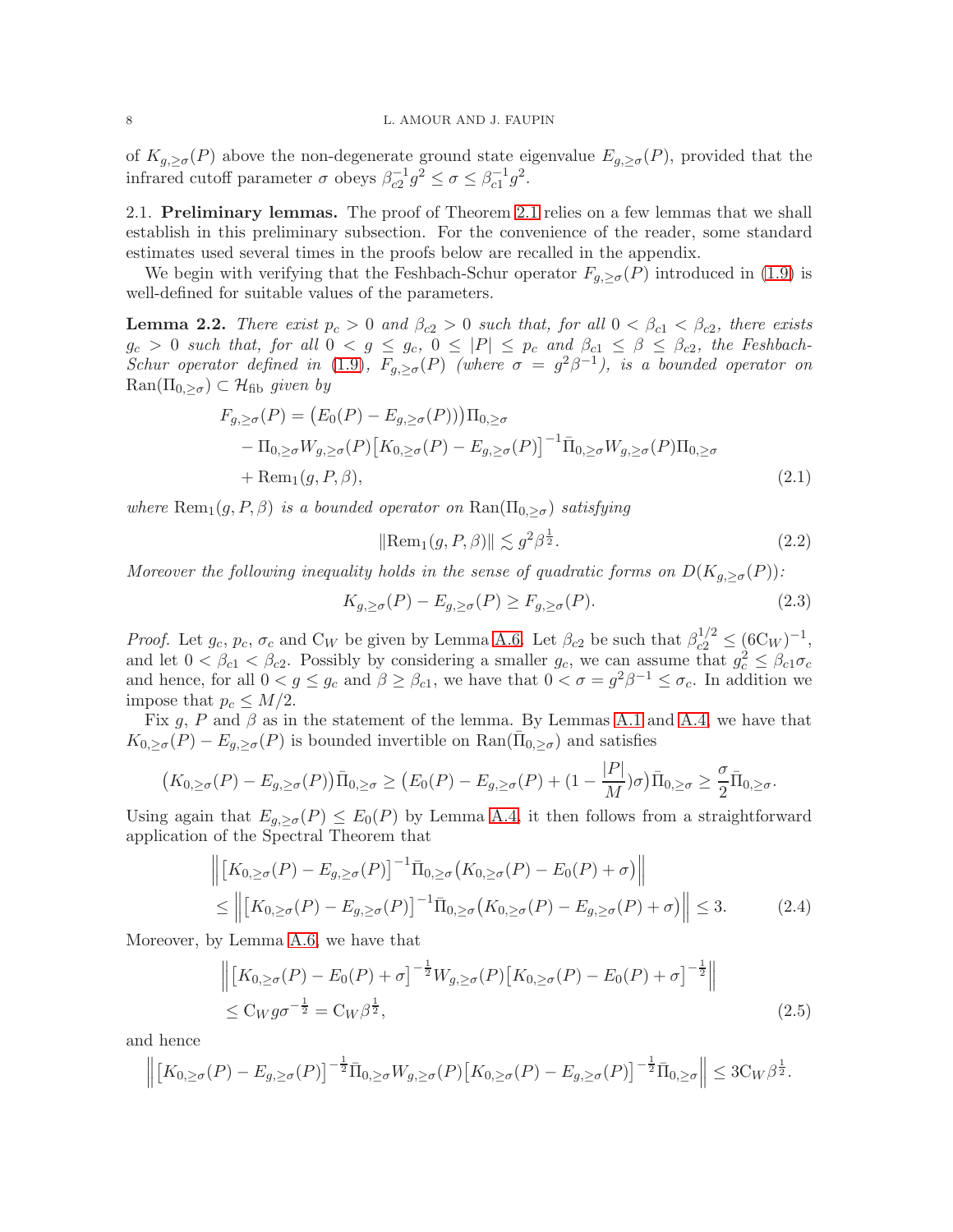of $K_{g,\geq\sigma}(P)$ above the non-degenerate ground state eigenvalue $E_{g,\geq\sigma}(P)$, provided that the infrared cutoff parameter $\sigma$ obeys $\beta_{c2}^{-1} g^2 \leq \sigma \leq \beta_{c1}^{-1} g^2$.

### 2.1. Preliminary lemmas.

The proof of Theorem 2.1 relies on a few lemmas that we shall establish in this preliminary subsection. For the convenience of the reader, some standard estimates used several times in the proofs below are recalled in the appendix.

We begin with verifying that the Feshbach-Schur operator $F_{g,\geq\sigma}(P)$ introduced in (1.9) is well-defined for suitable values of the parameters.

**Lemma 2.2.** *There exist $p_c > 0$ and $\beta_{c2} > 0$ such that, for all $0 < \beta_{c1} < \beta_{c2}$, there exists $g_c > 0$ such that, for all $0 < g \leq g_c$, $0 \leq |P| \leq p_c$ and $\beta_{c1} \leq \beta \leq \beta_{c2}$, the Feshbach-Schur operator defined in (1.9), $F_{g,\geq\sigma}(P)$ (where $\sigma = g^2\beta^{-1}$), is a bounded operator on $\mathrm{Ran}(\Pi_{0,\geq\sigma}) \subset \mathcal{H}_{\mathrm{fib}}$ given by*

$$
\begin{aligned}
F_{g,\geq\sigma}(P) &= \big(E_0(P) - E_{g,\geq\sigma}(P)\big)\big)\Pi_{0,\geq\sigma} \\
&\quad - \Pi_{0,\geq\sigma} W_{g,\geq\sigma}(P)\big[K_{0,\geq\sigma}(P) - E_{g,\geq\sigma}(P)\big]^{-1}\bar{\Pi}_{0,\geq\sigma} W_{g,\geq\sigma}(P)\Pi_{0,\geq\sigma} \\
&\quad + \mathrm{Rem}_1(g,P,\beta),
\end{aligned}
\tag{2.1}
$$

*where $\mathrm{Rem}_1(g,P,\beta)$ is a bounded operator on $\mathrm{Ran}(\Pi_{0,\geq\sigma})$ satisfying*

$$
\|\mathrm{Rem}_1(g,P,\beta)\| \lesssim g^2 \beta^{\frac{1}{2}}. \tag{2.2}
$$

*Moreover the following inequality holds in the sense of quadratic forms on $D(K_{g,\geq\sigma}(P))$:*

$$
K_{g,\geq\sigma}(P) - E_{g,\geq\sigma}(P) \geq F_{g,\geq\sigma}(P). \tag{2.3}
$$

*Proof.* Let $g_c$, $p_c$, $\sigma_c$ and $\mathrm{C}_W$ be given by Lemma A.6. Let $\beta_{c2}$ be such that $\beta_{c2}^{1/2} \leq (6\mathrm{C}_W)^{-1}$, and let $0 < \beta_{c1} < \beta_{c2}$. Possibly by considering a smaller $g_c$, we can assume that $g_c^2 \leq \beta_{c1}\sigma_c$ and hence, for all $0 < g \leq g_c$ and $\beta \geq \beta_{c1}$, we have that $0 < \sigma = g^2\beta^{-1} \leq \sigma_c$. In addition we impose that $p_c \leq M/2$.

Fix $g$, $P$ and $\beta$ as in the statement of the lemma. By Lemmas A.1 and A.4, we have that $K_{0,\geq\sigma}(P) - E_{g,\geq\sigma}(P)$ is bounded invertible on $\mathrm{Ran}(\bar{\Pi}_{0,\geq\sigma})$ and satisfies

$$
\big(K_{0,\geq\sigma}(P) - E_{g,\geq\sigma}(P)\big)\bar{\Pi}_{0,\geq\sigma} \geq \big(E_0(P) - E_{g,\geq\sigma}(P) + (1 - \frac{|P|}{M})\sigma\big)\bar{\Pi}_{0,\geq\sigma} \geq \frac{\sigma}{2}\bar{\Pi}_{0,\geq\sigma}.
$$

Using again that $E_{g,\geq\sigma}(P) \leq E_0(P)$ by Lemma A.4, it then follows from a straightforward application of the Spectral Theorem that

$$
\begin{aligned}
&\Big\| \big[K_{0,\geq\sigma}(P) - E_{g,\geq\sigma}(P)\big]^{-1}\bar{\Pi}_{0,\geq\sigma}\big(K_{0,\geq\sigma}(P) - E_0(P) + \sigma\big) \Big\| \\
&\leq \Big\| \big[K_{0,\geq\sigma}(P) - E_{g,\geq\sigma}(P)\big]^{-1}\bar{\Pi}_{0,\geq\sigma}\big(K_{0,\geq\sigma}(P) - E_{g,\geq\sigma}(P) + \sigma\big) \Big\| \leq 3.
\end{aligned}
\tag{2.4}
$$

Moreover, by Lemma A.6, we have that

$$
\begin{aligned}
&\Big\| \big[K_{0,\geq\sigma}(P) - E_0(P) + \sigma\big]^{-\frac{1}{2}} W_{g,\geq\sigma}(P)\big[K_{0,\geq\sigma}(P) - E_0(P) + \sigma\big]^{-\frac{1}{2}} \Big\| \\
&\leq \mathrm{C}_W g \sigma^{-\frac{1}{2}} = \mathrm{C}_W \beta^{\frac{1}{2}},
\end{aligned}
\tag{2.5}
$$

and hence

$$
\Big\| \big[K_{0,\geq\sigma}(P) - E_{g,\geq\sigma}(P)\big]^{-\frac{1}{2}}\bar{\Pi}_{0,\geq\sigma} W_{g,\geq\sigma}(P)\big[K_{0,\geq\sigma}(P) - E_{g,\geq\sigma}(P)\big]^{-\frac{1}{2}}\bar{\Pi}_{0,\geq\sigma} \Big\| \leq 3\mathrm{C}_W \beta^{\frac{1}{2}}.
$$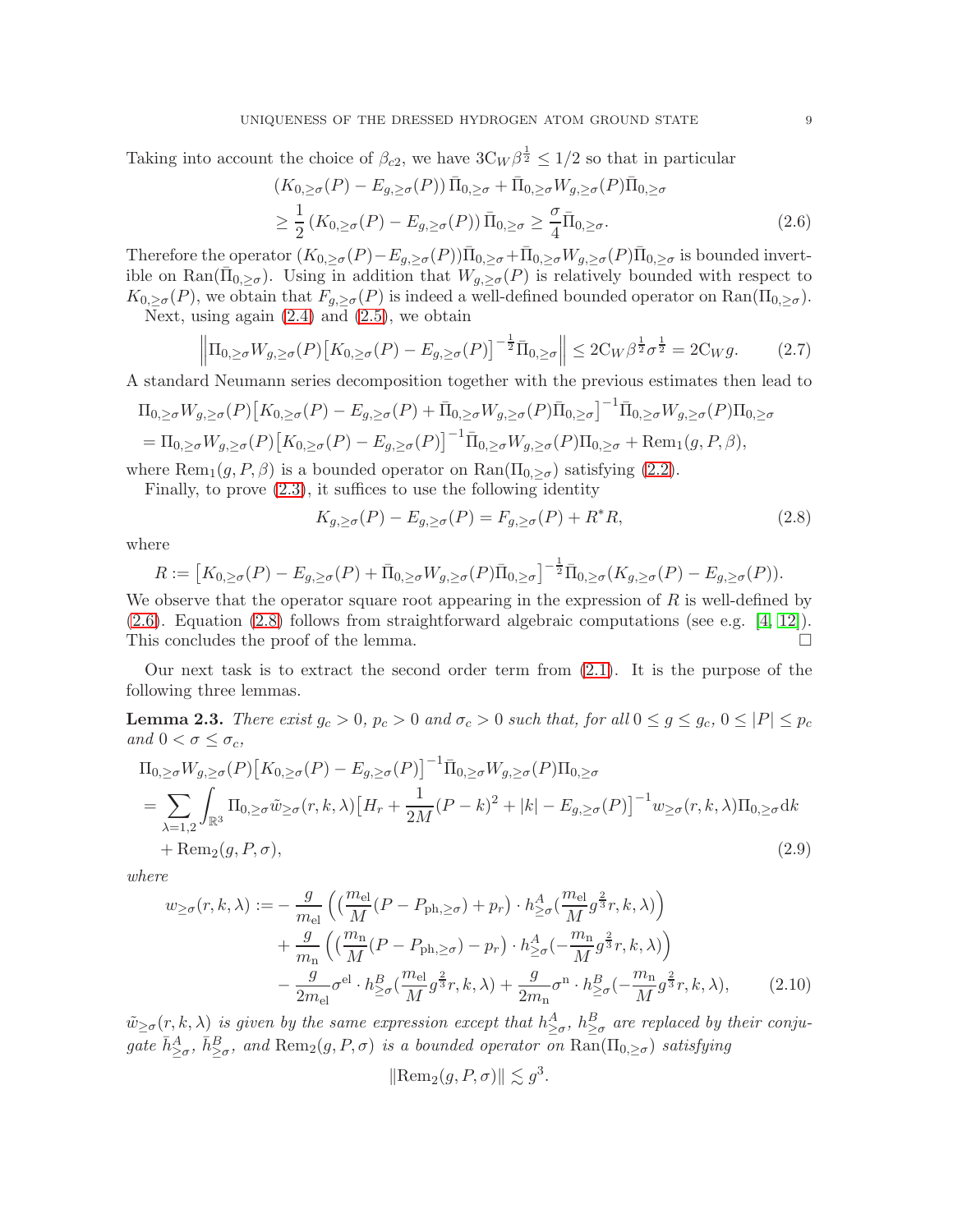Taking into account the choice of $\beta_{c2}$, we have $3\mathrm{C}_W\beta^{\frac{1}{2}} \leq 1/2$ so that in particular

$$
\begin{aligned}
&(K_{0,\geq\sigma}(P) - E_{g,\geq\sigma}(P))\,\bar{\Pi}_{0,\geq\sigma} + \bar{\Pi}_{0,\geq\sigma}W_{g,\geq\sigma}(P)\bar{\Pi}_{0,\geq\sigma} \\
&\geq \frac{1}{2}\left(K_{0,\geq\sigma}(P) - E_{g,\geq\sigma}(P)\right)\bar{\Pi}_{0,\geq\sigma} \geq \frac{\sigma}{4}\bar{\Pi}_{0,\geq\sigma}.
\end{aligned}
\tag{2.6}
$$

Therefore the operator $(K_{0,\geq\sigma}(P)-E_{g,\geq\sigma}(P))\bar{\Pi}_{0,\geq\sigma}+\bar{\Pi}_{0,\geq\sigma}W_{g,\geq\sigma}(P)\bar{\Pi}_{0,\geq\sigma}$ is bounded invertible on $\mathrm{Ran}(\bar{\Pi}_{0,\geq\sigma})$. Using in addition that $W_{g,\geq\sigma}(P)$ is relatively bounded with respect to $K_{0,\geq\sigma}(P)$, we obtain that $F_{g,\geq\sigma}(P)$ is indeed a well-defined bounded operator on $\mathrm{Ran}(\Pi_{0,\geq\sigma})$.

Next, using again (2.4) and (2.5), we obtain

$$
\left\| \Pi_{0,\geq\sigma}W_{g,\geq\sigma}(P)\big[K_{0,\geq\sigma}(P) - E_{g,\geq\sigma}(P)\big]^{-\frac{1}{2}}\bar{\Pi}_{0,\geq\sigma} \right\| \leq 2\mathrm{C}_W\beta^{\frac{1}{2}}\sigma^{\frac{1}{2}} = 2\mathrm{C}_W g. \tag{2.7}
$$

A standard Neumann series decomposition together with the previous estimates then lead to

$$
\begin{aligned}
&\Pi_{0,\geq\sigma}W_{g,\geq\sigma}(P)\big[K_{0,\geq\sigma}(P) - E_{g,\geq\sigma}(P) + \bar{\Pi}_{0,\geq\sigma}W_{g,\geq\sigma}(P)\bar{\Pi}_{0,\geq\sigma}\big]^{-1}\bar{\Pi}_{0,\geq\sigma}W_{g,\geq\sigma}(P)\Pi_{0,\geq\sigma} \\
&= \Pi_{0,\geq\sigma}W_{g,\geq\sigma}(P)\big[K_{0,\geq\sigma}(P) - E_{g,\geq\sigma}(P)\big]^{-1}\bar{\Pi}_{0,\geq\sigma}W_{g,\geq\sigma}(P)\Pi_{0,\geq\sigma} + \mathrm{Rem}_1(g,P,\beta),
\end{aligned}
$$

where $\mathrm{Rem}_1(g,P,\beta)$ is a bounded operator on $\mathrm{Ran}(\Pi_{0,\geq\sigma})$ satisfying (2.2).

Finally, to prove (2.3), it suffices to use the following identity

$$
K_{g,\geq\sigma}(P) - E_{g,\geq\sigma}(P) = F_{g,\geq\sigma}(P) + R^*R, \tag{2.8}
$$

where

$$
R := \big[K_{0,\geq\sigma}(P) - E_{g,\geq\sigma}(P) + \bar{\Pi}_{0,\geq\sigma}W_{g,\geq\sigma}(P)\bar{\Pi}_{0,\geq\sigma}\big]^{-\frac{1}{2}}\bar{\Pi}_{0,\geq\sigma}(K_{g,\geq\sigma}(P) - E_{g,\geq\sigma}(P)).
$$

We observe that the operator square root appearing in the expression of $R$ is well-defined by (2.6). Equation (2.8) follows from straightforward algebraic computations (see e.g. [4, 12]). This concludes the proof of the lemma. □

Our next task is to extract the second order term from (2.1). It is the purpose of the following three lemmas.

**Lemma 2.3.** *There exist $g_c > 0$, $p_c > 0$ and $\sigma_c > 0$ such that, for all $0 \leq g \leq g_c$, $0 \leq |P| \leq p_c$ and $0 < \sigma \leq \sigma_c$,*

$$
\begin{aligned}
&\Pi_{0,\geq\sigma}W_{g,\geq\sigma}(P)\big[K_{0,\geq\sigma}(P) - E_{g,\geq\sigma}(P)\big]^{-1}\bar{\Pi}_{0,\geq\sigma}W_{g,\geq\sigma}(P)\Pi_{0,\geq\sigma} \\
&= \sum_{\lambda=1,2}\int_{\mathbb{R}^3}\Pi_{0,\geq\sigma}\tilde{w}_{\geq\sigma}(r,k,\lambda)\big[H_r + \frac{1}{2M}(P-k)^2 + |k| - E_{g,\geq\sigma}(P)\big]^{-1}w_{\geq\sigma}(r,k,\lambda)\Pi_{0,\geq\sigma}\mathrm{d}k \\
&\quad + \mathrm{Rem}_2(g,P,\sigma),
\end{aligned}
\tag{2.9}
$$

*where*

$$
\begin{aligned}
w_{\geq\sigma}(r,k,\lambda) := &-\frac{g}{m_{\mathrm{el}}}\left(\big(\frac{m_{\mathrm{el}}}{M}(P - P_{\mathrm{ph},\geq\sigma}) + p_r\big)\cdot h^A_{\geq\sigma}(\frac{m_{\mathrm{el}}}{M}g^{\frac{2}{3}}r,k,\lambda)\right) \\
&+ \frac{g}{m_{\mathrm{n}}}\left(\big(\frac{m_{\mathrm{n}}}{M}(P - P_{\mathrm{ph},\geq\sigma}) - p_r\big)\cdot h^A_{\geq\sigma}(-\frac{m_{\mathrm{n}}}{M}g^{\frac{2}{3}}r,k,\lambda)\right) \\
&- \frac{g}{2m_{\mathrm{el}}}\sigma^{\mathrm{el}}\cdot h^B_{\geq\sigma}(\frac{m_{\mathrm{el}}}{M}g^{\frac{2}{3}}r,k,\lambda) + \frac{g}{2m_{\mathrm{n}}}\sigma^{\mathrm{n}}\cdot h^B_{\geq\sigma}(-\frac{m_{\mathrm{n}}}{M}g^{\frac{2}{3}}r,k,\lambda),
\end{aligned}
\tag{2.10}
$$

*$\tilde{w}_{\geq\sigma}(r,k,\lambda)$ is given by the same expression except that $h^A_{\geq\sigma}$, $h^B_{\geq\sigma}$ are replaced by their conjugate $\bar{h}^A_{\geq\sigma}$, $\bar{h}^B_{\geq\sigma}$, and $\mathrm{Rem}_2(g,P,\sigma)$ is a bounded operator on $\mathrm{Ran}(\Pi_{0,\geq\sigma})$ satisfying*

$$
\|\mathrm{Rem}_2(g,P,\sigma)\| \lesssim g^3.
$$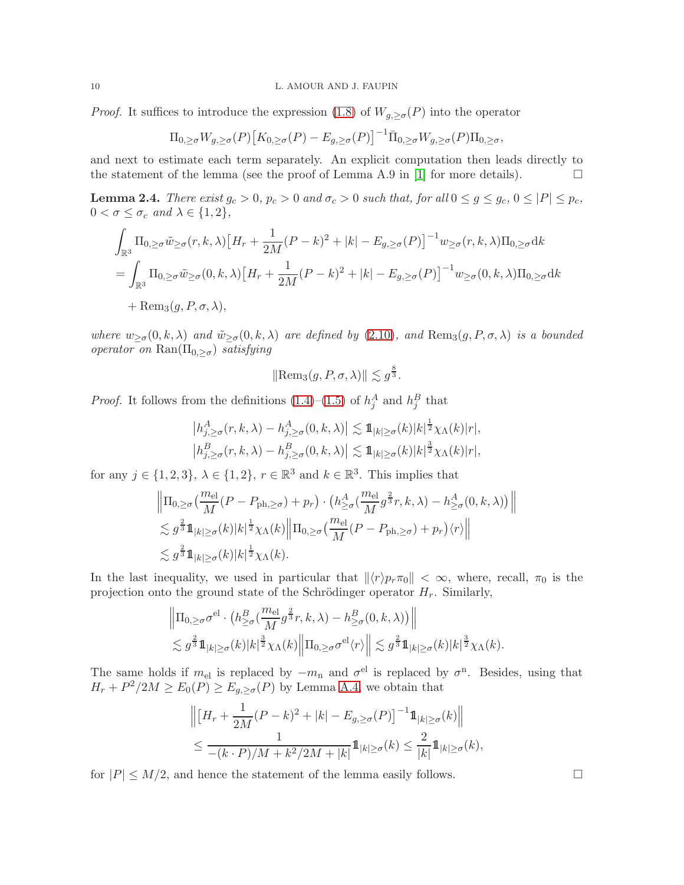*Proof.* It suffices to introduce the expression (1.8) of $W_{g,\geq\sigma}(P)$ into the operator

$$\Pi_{0,\geq\sigma} W_{g,\geq\sigma}(P)\big[K_{0,\geq\sigma}(P) - E_{g,\geq\sigma}(P)\big]^{-1} \bar{\Pi}_{0,\geq\sigma} W_{g,\geq\sigma}(P)\Pi_{0,\geq\sigma},$$

and next to estimate each term separately. An explicit computation then leads directly to the statement of the lemma (see the proof of Lemma A.9 in [1] for more details). $\square$

**Lemma 2.4.** *There exist $g_c > 0$, $p_c > 0$ and $\sigma_c > 0$ such that, for all $0 \leq g \leq g_c$, $0 \leq |P| \leq p_c$, $0 < \sigma \leq \sigma_c$ and $\lambda \in \{1, 2\}$,*

$$\begin{aligned}
&\int_{\mathbb{R}^3} \Pi_{0,\geq\sigma} \tilde{w}_{\geq\sigma}(r,k,\lambda)\big[H_r + \frac{1}{2M}(P-k)^2 + |k| - E_{g,\geq\sigma}(P)\big]^{-1} w_{\geq\sigma}(r,k,\lambda)\Pi_{0,\geq\sigma}\mathrm{d}k \\
&= \int_{\mathbb{R}^3} \Pi_{0,\geq\sigma} \tilde{w}_{\geq\sigma}(0,k,\lambda)\big[H_r + \frac{1}{2M}(P-k)^2 + |k| - E_{g,\geq\sigma}(P)\big]^{-1} w_{\geq\sigma}(0,k,\lambda)\Pi_{0,\geq\sigma}\mathrm{d}k \\
&\quad + \mathrm{Rem}_3(g,P,\sigma,\lambda),
\end{aligned}$$

*where $w_{\geq\sigma}(0,k,\lambda)$ and $\tilde{w}_{\geq\sigma}(0,k,\lambda)$ are defined by (2.10), and $\mathrm{Rem}_3(g,P,\sigma,\lambda)$ is a bounded operator on $\mathrm{Ran}(\Pi_{0,\geq\sigma})$ satisfying*

$$\|\mathrm{Rem}_3(g,P,\sigma,\lambda)\| \lesssim g^{\frac{8}{3}}.$$

*Proof.* It follows from the definitions (1.4)–(1.5) of $h_j^A$ and $h_j^B$ that

$$\begin{aligned}
\big|h^A_{j,\geq\sigma}(r,k,\lambda) - h^A_{j,\geq\sigma}(0,k,\lambda)\big| &\lesssim \mathbb{1}_{|k|\geq\sigma}(k)|k|^{\frac{1}{2}}\chi_\Lambda(k)|r|, \\
\big|h^B_{j,\geq\sigma}(r,k,\lambda) - h^B_{j,\geq\sigma}(0,k,\lambda)\big| &\lesssim \mathbb{1}_{|k|\geq\sigma}(k)|k|^{\frac{3}{2}}\chi_\Lambda(k)|r|,
\end{aligned}$$

for any $j \in \{1,2,3\}$, $\lambda \in \{1,2\}$, $r \in \mathbb{R}^3$ and $k \in \mathbb{R}^3$. This implies that

$$\begin{aligned}
&\Big\|\Pi_{0,\geq\sigma}\big(\frac{m_{\mathrm{el}}}{M}(P - P_{\mathrm{ph},\geq\sigma}) + p_r\big)\cdot\big(h^A_{\geq\sigma}(\frac{m_{\mathrm{el}}}{M}g^{\frac{2}{3}}r,k,\lambda) - h^A_{\geq\sigma}(0,k,\lambda)\big)\Big\| \\
&\lesssim g^{\frac{2}{3}}\mathbb{1}_{|k|\geq\sigma}(k)|k|^{\frac{1}{2}}\chi_\Lambda(k)\Big\|\Pi_{0,\geq\sigma}\big(\frac{m_{\mathrm{el}}}{M}(P - P_{\mathrm{ph},\geq\sigma}) + p_r\big)\langle r\rangle\Big\| \\
&\lesssim g^{\frac{2}{3}}\mathbb{1}_{|k|\geq\sigma}(k)|k|^{\frac{1}{2}}\chi_\Lambda(k).
\end{aligned}$$

In the last inequality, we used in particular that $\|\langle r\rangle p_r \pi_0\| < \infty$, where, recall, $\pi_0$ is the projection onto the ground state of the Schrödinger operator $H_r$. Similarly,

$$\begin{aligned}
&\Big\|\Pi_{0,\geq\sigma}\sigma^{\mathrm{el}}\cdot\big(h^B_{\geq\sigma}(\frac{m_{\mathrm{el}}}{M}g^{\frac{2}{3}}r,k,\lambda) - h^B_{\geq\sigma}(0,k,\lambda)\big)\Big\| \\
&\lesssim g^{\frac{2}{3}}\mathbb{1}_{|k|\geq\sigma}(k)|k|^{\frac{3}{2}}\chi_\Lambda(k)\Big\|\Pi_{0,\geq\sigma}\sigma^{\mathrm{el}}\langle r\rangle\Big\| \lesssim g^{\frac{2}{3}}\mathbb{1}_{|k|\geq\sigma}(k)|k|^{\frac{3}{2}}\chi_\Lambda(k).
\end{aligned}$$

The same holds if $m_{\mathrm{el}}$ is replaced by $-m_{\mathrm{n}}$ and $\sigma^{\mathrm{el}}$ is replaced by $\sigma^{\mathrm{n}}$. Besides, using that $H_r + P^2/2M \geq E_0(P) \geq E_{g,\geq\sigma}(P)$ by Lemma A.4, we obtain that

$$\begin{aligned}
&\Big\|\big[H_r + \frac{1}{2M}(P-k)^2 + |k| - E_{g,\geq\sigma}(P)\big]^{-1}\mathbb{1}_{|k|\geq\sigma}(k)\Big\| \\
&\leq \frac{1}{-(k\cdot P)/M + k^2/2M + |k|}\mathbb{1}_{|k|\geq\sigma}(k) \leq \frac{2}{|k|}\mathbb{1}_{|k|\geq\sigma}(k),
\end{aligned}$$

for $|P| \leq M/2$, and hence the statement of the lemma easily follows. $\square$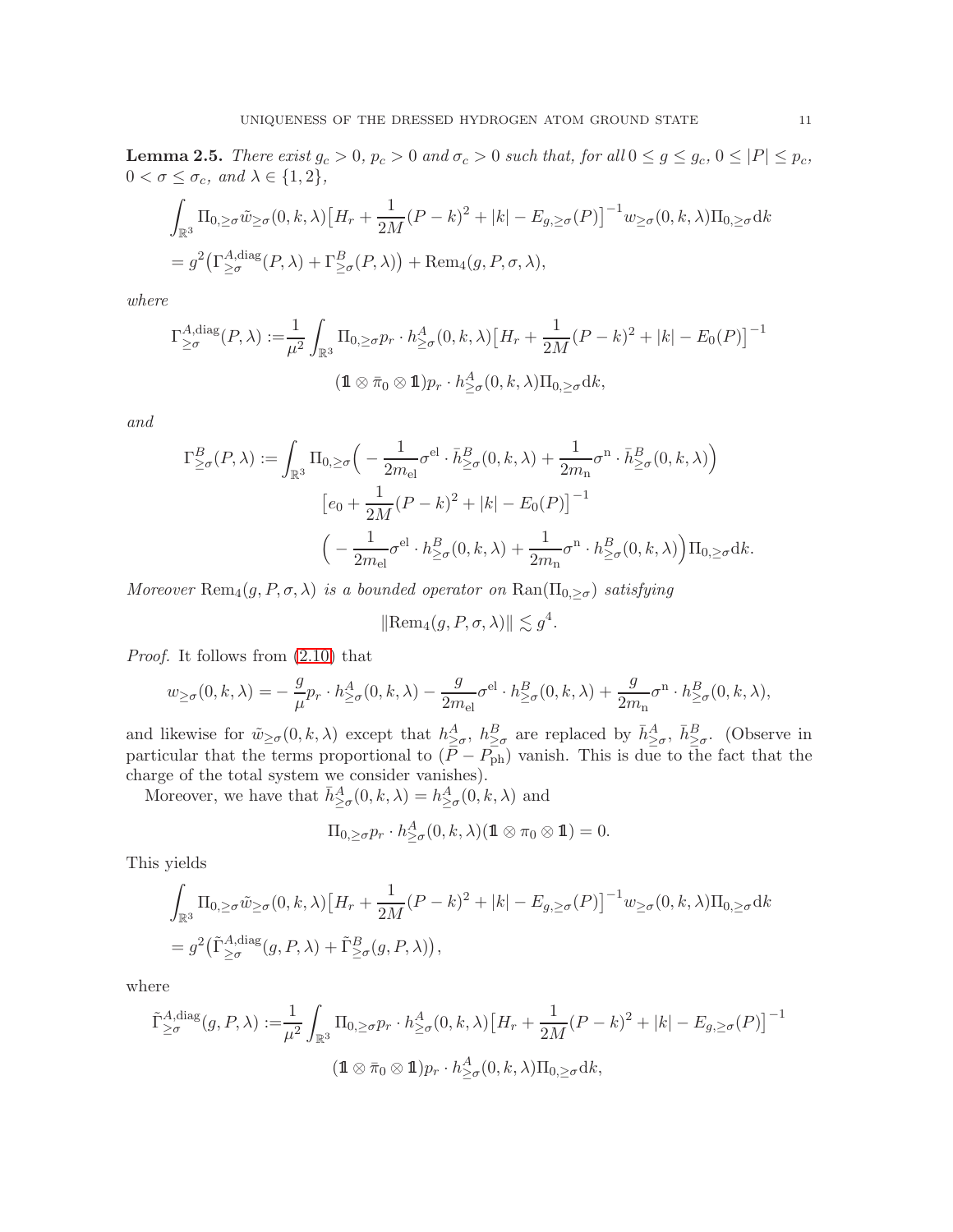**Lemma 2.5.** *There exist $g_c > 0$, $p_c > 0$ and $\sigma_c > 0$ such that, for all $0 \le g \le g_c$, $0 \le |P| \le p_c$, $0 < \sigma \le \sigma_c$, and $\lambda \in \{1, 2\}$,*

$$
\begin{aligned}
&\int_{\mathbb{R}^3} \Pi_{0,\ge\sigma} \tilde{w}_{\ge\sigma}(0,k,\lambda)\big[H_r + \frac{1}{2M}(P-k)^2 + |k| - E_{g,\ge\sigma}(P)\big]^{-1} w_{\ge\sigma}(0,k,\lambda)\Pi_{0,\ge\sigma}\mathrm{d}k \\
&= g^2\big(\Gamma^{A,\mathrm{diag}}_{\ge\sigma}(P,\lambda) + \Gamma^B_{\ge\sigma}(P,\lambda)\big) + \mathrm{Rem}_4(g,P,\sigma,\lambda),
\end{aligned}
$$

*where*

$$
\begin{aligned}
\Gamma^{A,\mathrm{diag}}_{\ge\sigma}(P,\lambda) :=& \frac{1}{\mu^2}\int_{\mathbb{R}^3} \Pi_{0,\ge\sigma} p_r \cdot h^A_{\ge\sigma}(0,k,\lambda)\big[H_r + \frac{1}{2M}(P-k)^2 + |k| - E_0(P)\big]^{-1} \\
&(\mathbb{1} \otimes \bar{\pi}_0 \otimes \mathbb{1}) p_r \cdot h^A_{\ge\sigma}(0,k,\lambda)\Pi_{0,\ge\sigma}\mathrm{d}k,
\end{aligned}
$$

*and*

$$
\begin{aligned}
\Gamma^B_{\ge\sigma}(P,\lambda) := \int_{\mathbb{R}^3} \Pi_{0,\ge\sigma}&\Big( -\frac{1}{2m_{\mathrm{el}}}\sigma^{\mathrm{el}} \cdot \bar{h}^B_{\ge\sigma}(0,k,\lambda) + \frac{1}{2m_{\mathrm{n}}}\sigma^{\mathrm{n}} \cdot \bar{h}^B_{\ge\sigma}(0,k,\lambda)\Big) \\
&\big[e_0 + \frac{1}{2M}(P-k)^2 + |k| - E_0(P)\big]^{-1} \\
&\Big( -\frac{1}{2m_{\mathrm{el}}}\sigma^{\mathrm{el}} \cdot h^B_{\ge\sigma}(0,k,\lambda) + \frac{1}{2m_{\mathrm{n}}}\sigma^{\mathrm{n}} \cdot h^B_{\ge\sigma}(0,k,\lambda)\Big)\Pi_{0,\ge\sigma}\mathrm{d}k.
\end{aligned}
$$

*Moreover* $\mathrm{Rem}_4(g,P,\sigma,\lambda)$ *is a bounded operator on* $\mathrm{Ran}(\Pi_{0,\ge\sigma})$ *satisfying*

$$
\|\mathrm{Rem}_4(g,P,\sigma,\lambda)\| \lesssim g^4.
$$

*Proof.* It follows from (2.10) that

$$
w_{\ge\sigma}(0,k,\lambda) = -\frac{g}{\mu} p_r \cdot h^A_{\ge\sigma}(0,k,\lambda) - \frac{g}{2m_{\mathrm{el}}}\sigma^{\mathrm{el}} \cdot h^B_{\ge\sigma}(0,k,\lambda) + \frac{g}{2m_{\mathrm{n}}}\sigma^{\mathrm{n}} \cdot h^B_{\ge\sigma}(0,k,\lambda),
$$

and likewise for $\tilde{w}_{\ge\sigma}(0,k,\lambda)$ except that $h^A_{\ge\sigma}$, $h^B_{\ge\sigma}$ are replaced by $\bar{h}^A_{\ge\sigma}$, $\bar{h}^B_{\ge\sigma}$. (Observe in particular that the terms proportional to $(P - P_{\mathrm{ph}})$ vanish. This is due to the fact that the charge of the total system we consider vanishes).

Moreover, we have that $\bar{h}^A_{\ge\sigma}(0,k,\lambda) = h^A_{\ge\sigma}(0,k,\lambda)$ and

$$
\Pi_{0,\ge\sigma} p_r \cdot h^A_{\ge\sigma}(0,k,\lambda)(\mathbb{1} \otimes \pi_0 \otimes \mathbb{1}) = 0.
$$

This yields

$$
\begin{aligned}
&\int_{\mathbb{R}^3} \Pi_{0,\ge\sigma} \tilde{w}_{\ge\sigma}(0,k,\lambda)\big[H_r + \frac{1}{2M}(P-k)^2 + |k| - E_{g,\ge\sigma}(P)\big]^{-1} w_{\ge\sigma}(0,k,\lambda)\Pi_{0,\ge\sigma}\mathrm{d}k \\
&= g^2\big(\tilde{\Gamma}^{A,\mathrm{diag}}_{\ge\sigma}(g,P,\lambda) + \tilde{\Gamma}^B_{\ge\sigma}(g,P,\lambda)\big),
\end{aligned}
$$

where

$$
\begin{aligned}
\tilde{\Gamma}^{A,\mathrm{diag}}_{\ge\sigma}(g,P,\lambda) :=& \frac{1}{\mu^2}\int_{\mathbb{R}^3} \Pi_{0,\ge\sigma} p_r \cdot h^A_{\ge\sigma}(0,k,\lambda)\big[H_r + \frac{1}{2M}(P-k)^2 + |k| - E_{g,\ge\sigma}(P)\big]^{-1} \\
&(\mathbb{1} \otimes \bar{\pi}_0 \otimes \mathbb{1}) p_r \cdot h^A_{\ge\sigma}(0,k,\lambda)\Pi_{0,\ge\sigma}\mathrm{d}k,
\end{aligned}
$$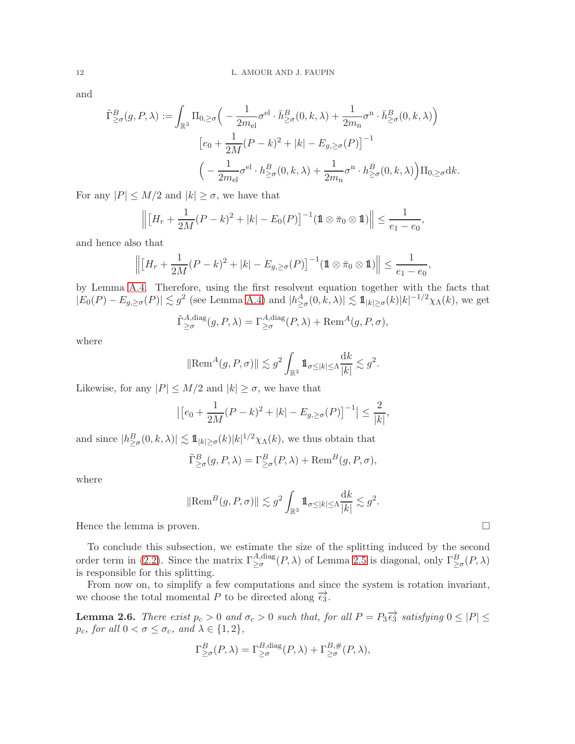and

$$
\begin{aligned}
\tilde{\Gamma}^{B}_{\geq\sigma}(g,P,\lambda) := \int_{\mathbb{R}^3} \Pi_{0,\geq\sigma} \Big( &-\frac{1}{2m_{\mathrm{el}}}\sigma^{\mathrm{el}} \cdot \bar{h}^{B}_{\geq\sigma}(0,k,\lambda) + \frac{1}{2m_{\mathrm{n}}}\sigma^{\mathrm{n}} \cdot \bar{h}^{B}_{\geq\sigma}(0,k,\lambda) \Big) \\
&\big[ e_0 + \frac{1}{2M}(P-k)^2 + |k| - E_{g,\geq\sigma}(P) \big]^{-1} \\
&\Big( -\frac{1}{2m_{\mathrm{el}}}\sigma^{\mathrm{el}} \cdot h^{B}_{\geq\sigma}(0,k,\lambda) + \frac{1}{2m_{\mathrm{n}}}\sigma^{\mathrm{n}} \cdot h^{B}_{\geq\sigma}(0,k,\lambda) \Big) \Pi_{0,\geq\sigma} \mathrm{d}k.
\end{aligned}
$$

For any $|P| \leq M/2$ and $|k| \geq \sigma$, we have that

$$
\Big\| \big[ H_r + \frac{1}{2M}(P-k)^2 + |k| - E_0(P) \big]^{-1} (\mathbb{1} \otimes \bar{\pi}_0 \otimes \mathbb{1}) \Big\| \leq \frac{1}{e_1 - e_0},
$$

and hence also that

$$
\Big\| \big[ H_r + \frac{1}{2M}(P-k)^2 + |k| - E_{g,\geq\sigma}(P) \big]^{-1} (\mathbb{1} \otimes \bar{\pi}_0 \otimes \mathbb{1}) \Big\| \leq \frac{1}{e_1 - e_0},
$$

by Lemma A.4. Therefore, using the first resolvent equation together with the facts that $|E_0(P) - E_{g,\geq\sigma}(P)| \lesssim g^2$ (see Lemma A.4) and $|h^{A}_{\geq\sigma}(0,k,\lambda)| \lesssim \mathbb{1}_{|k|\geq\sigma}(k)|k|^{-1/2}\chi_\Lambda(k)$, we get

$$
\tilde{\Gamma}^{A,\mathrm{diag}}_{\geq\sigma}(g,P,\lambda) = \Gamma^{A,\mathrm{diag}}_{\geq\sigma}(P,\lambda) + \mathrm{Rem}^{A}(g,P,\sigma),
$$

where

$$
\|\mathrm{Rem}^{A}(g,P,\sigma)\| \lesssim g^2 \int_{\mathbb{R}^3} \mathbb{1}_{\sigma\leq|k|\leq\Lambda} \frac{\mathrm{d}k}{|k|} \lesssim g^2.
$$

Likewise, for any $|P| \leq M/2$ and $|k| \geq \sigma$, we have that

$$
\big| \big[ e_0 + \frac{1}{2M}(P-k)^2 + |k| - E_{g,\geq\sigma}(P) \big]^{-1} \big| \leq \frac{2}{|k|},
$$

and since $|h^{B}_{\geq\sigma}(0,k,\lambda)| \lesssim \mathbb{1}_{|k|\geq\sigma}(k)|k|^{1/2}\chi_\Lambda(k)$, we thus obtain that

$$
\tilde{\Gamma}^{B}_{\geq\sigma}(g,P,\lambda) = \Gamma^{B}_{\geq\sigma}(P,\lambda) + \mathrm{Rem}^{B}(g,P,\sigma),
$$

where

$$
\|\mathrm{Rem}^{B}(g,P,\sigma)\| \lesssim g^2 \int_{\mathbb{R}^3} \mathbb{1}_{\sigma\leq|k|\leq\Lambda} \frac{\mathrm{d}k}{|k|} \lesssim g^2.
$$

Hence the lemma is proven. □

To conclude this subsection, we estimate the size of the splitting induced by the second order term in (2.2). Since the matrix $\Gamma^{A,\mathrm{diag}}_{\geq\sigma}(P,\lambda)$ of Lemma 2.5 is diagonal, only $\Gamma^{B}_{\geq\sigma}(P,\lambda)$ is responsible for this splitting.

From now on, to simplify a few computations and since the system is rotation invariant, we choose the total momental $P$ to be directed along $\overrightarrow{\epsilon_3}$.

**Lemma 2.6.** *There exist $p_c > 0$ and $\sigma_c > 0$ such that, for all $P = P_3\overrightarrow{\epsilon_3}$ satisfying $0 \leq |P| \leq p_c$, for all $0 < \sigma \leq \sigma_c$, and $\lambda \in \{1, 2\}$,*

$$
\Gamma^{B}_{\geq\sigma}(P,\lambda) = \Gamma^{B,\mathrm{diag}}_{\geq\sigma}(P,\lambda) + \Gamma^{B,\#}_{\geq\sigma}(P,\lambda),
$$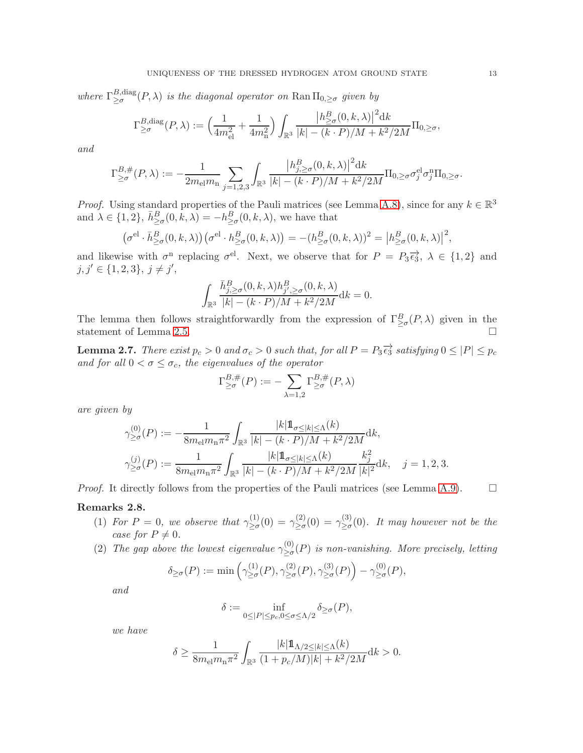*where* $\Gamma^{B,\mathrm{diag}}_{\geq\sigma}(P,\lambda)$ *is the diagonal operator on* $\mathrm{Ran}\,\Pi_{0,\geq\sigma}$ *given by*

$$\Gamma^{B,\mathrm{diag}}_{\geq\sigma}(P,\lambda) := \Big(\frac{1}{4m_{\mathrm{el}}^2}+\frac{1}{4m_{\mathrm{n}}^2}\Big)\int_{\mathbb{R}^3}\frac{\big|h^B_{\geq\sigma}(0,k,\lambda)\big|^2\mathrm{d}k}{|k|-(k\cdot P)/M+k^2/2M}\Pi_{0,\geq\sigma},$$

*and*

$$\Gamma^{B,\#}_{\geq\sigma}(P,\lambda) := -\frac{1}{2m_{\mathrm{el}}m_{\mathrm{n}}}\sum_{j=1,2,3}\int_{\mathbb{R}^3}\frac{\big|h^B_{j,\geq\sigma}(0,k,\lambda)\big|^2\mathrm{d}k}{|k|-(k\cdot P)/M+k^2/2M}\Pi_{0,\geq\sigma}\sigma^{\mathrm{el}}_j\sigma^{\mathrm{n}}_j\Pi_{0,\geq\sigma}.$$

*Proof.* Using standard properties of the Pauli matrices (see Lemma A.8), since for any $k\in\mathbb{R}^3$ and $\lambda\in\{1,2\}$, $\bar h^B_{\geq\sigma}(0,k,\lambda) = -h^B_{\geq\sigma}(0,k,\lambda)$, we have that

$$\big(\sigma^{\mathrm{el}}\cdot\bar h^B_{\geq\sigma}(0,k,\lambda)\big)\big(\sigma^{\mathrm{el}}\cdot h^B_{\geq\sigma}(0,k,\lambda)\big) = -(h^B_{\geq\sigma}(0,k,\lambda))^2 = \big|h^B_{\geq\sigma}(0,k,\lambda)\big|^2,$$

and likewise with $\sigma^{\mathrm{n}}$ replacing $\sigma^{\mathrm{el}}$. Next, we observe that for $P = P_3\overrightarrow{\epsilon_3}$, $\lambda\in\{1,2\}$ and $j,j'\in\{1,2,3\}$, $j\neq j'$,

$$\int_{\mathbb{R}^3}\frac{\bar h^B_{j,\geq\sigma}(0,k,\lambda)h^B_{j',\geq\sigma}(0,k,\lambda)}{|k|-(k\cdot P)/M+k^2/2M}\mathrm{d}k = 0.$$

The lemma then follows straightforwardly from the expression of $\Gamma^B_{\geq\sigma}(P,\lambda)$ given in the statement of Lemma 2.5. $\square$

**Lemma 2.7.** *There exist $p_c>0$ and $\sigma_c>0$ such that, for all $P=P_3\overrightarrow{\epsilon_3}$ satisfying $0\leq|P|\leq p_c$ and for all $0<\sigma\leq\sigma_c$, the eigenvalues of the operator*

$$\Gamma^{B,\#}_{\geq\sigma}(P) := -\sum_{\lambda=1,2}\Gamma^{B,\#}_{\geq\sigma}(P,\lambda)$$

*are given by*

$$\gamma^{(0)}_{\geq\sigma}(P) := -\frac{1}{8m_{\mathrm{el}}m_{\mathrm{n}}\pi^2}\int_{\mathbb{R}^3}\frac{|k|\mathbb{1}_{\sigma\leq|k|\leq\Lambda}(k)}{|k|-(k\cdot P)/M+k^2/2M}\mathrm{d}k,$$

$$\gamma^{(j)}_{\geq\sigma}(P) := \frac{1}{8m_{\mathrm{el}}m_{\mathrm{n}}\pi^2}\int_{\mathbb{R}^3}\frac{|k|\mathbb{1}_{\sigma\leq|k|\leq\Lambda}(k)}{|k|-(k\cdot P)/M+k^2/2M}\frac{k_j^2}{|k|^2}\mathrm{d}k,\quad j=1,2,3.$$

*Proof.* It directly follows from the properties of the Pauli matrices (see Lemma A.9). $\square$

**Remarks 2.8.**

1. *For $P=0$, we observe that $\gamma^{(1)}_{\geq\sigma}(0)=\gamma^{(2)}_{\geq\sigma}(0)=\gamma^{(3)}_{\geq\sigma}(0)$. It may however not be the case for $P\neq 0$.*
2. *The gap above the lowest eigenvalue $\gamma^{(0)}_{\geq\sigma}(P)$ is non-vanishing. More precisely, letting*

$$\delta_{\geq\sigma}(P) := \min\Big(\gamma^{(1)}_{\geq\sigma}(P),\gamma^{(2)}_{\geq\sigma}(P),\gamma^{(3)}_{\geq\sigma}(P)\Big)-\gamma^{(0)}_{\geq\sigma}(P),$$

*and*

$$\delta := \inf_{0\leq|P|\leq p_c,0\leq\sigma\leq\Lambda/2}\delta_{\geq\sigma}(P),$$

*we have*

$$\delta\geq\frac{1}{8m_{\mathrm{el}}m_{\mathrm{n}}\pi^2}\int_{\mathbb{R}^3}\frac{|k|\mathbb{1}_{\Lambda/2\leq|k|\leq\Lambda}(k)}{(1+p_c/M)|k|+k^2/2M}\mathrm{d}k>0.$$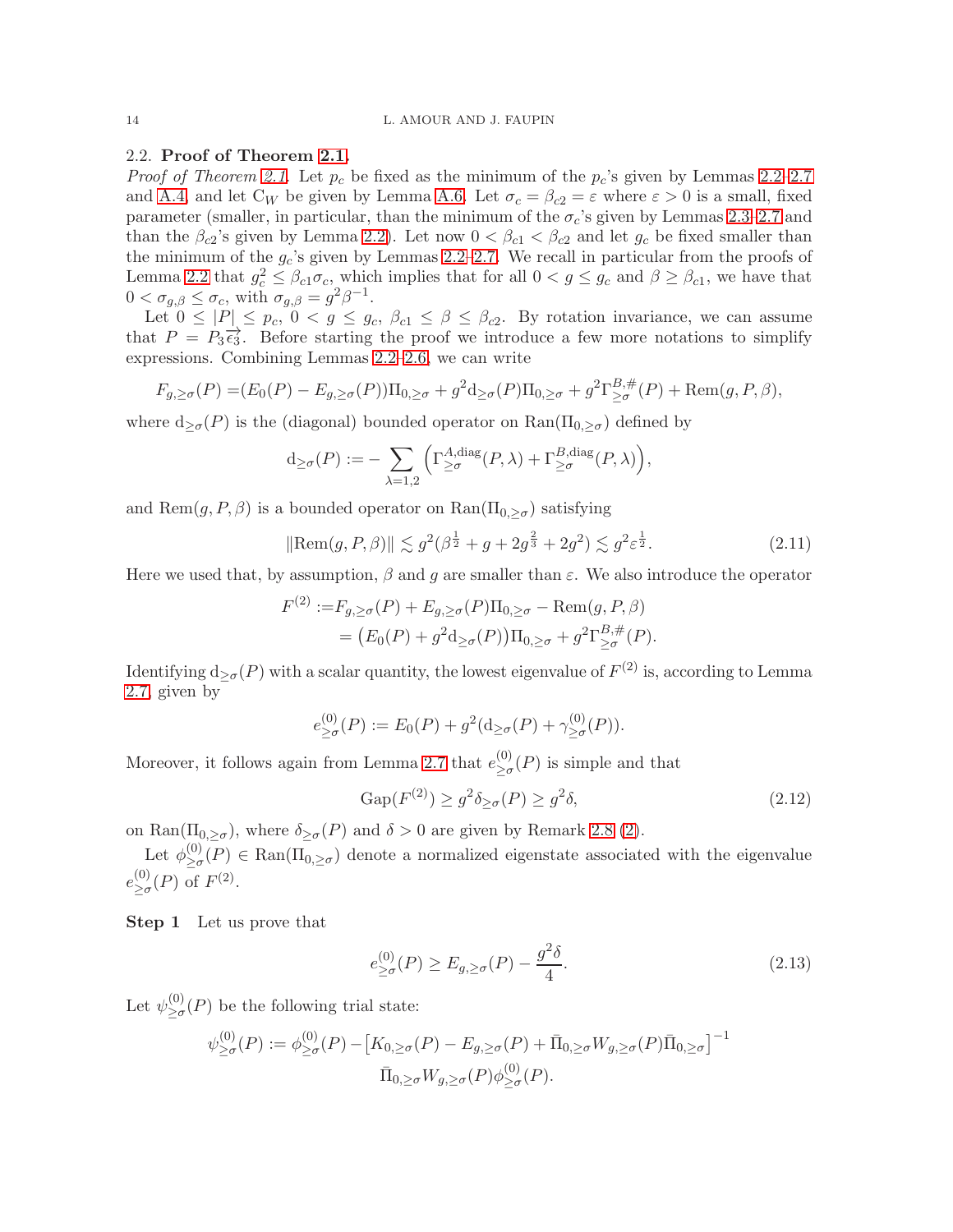### 2.2. Proof of Theorem 2.1.

*Proof of Theorem 2.1.* Let $p_c$ be fixed as the minimum of the $p_c$'s given by Lemmas 2.2–2.7 and A.4, and let $\mathrm{C}_W$ be given by Lemma A.6. Let $\sigma_c = \beta_{c2} = \varepsilon$ where $\varepsilon > 0$ is a small, fixed parameter (smaller, in particular, than the minimum of the $\sigma_c$'s given by Lemmas 2.3–2.7 and than the $\beta_{c2}$'s given by Lemma 2.2). Let now $0 < \beta_{c1} < \beta_{c2}$ and let $g_c$ be fixed smaller than the minimum of the $g_c$'s given by Lemmas 2.2–2.7. We recall in particular from the proofs of Lemma 2.2 that $g_c^2 \le \beta_{c1}\sigma_c$, which implies that for all $0 < g \le g_c$ and $\beta \ge \beta_{c1}$, we have that $0 < \sigma_{g,\beta} \le \sigma_c$, with $\sigma_{g,\beta} = g^2\beta^{-1}$.

Let $0 \le |P| \le p_c$, $0 < g \le g_c$, $\beta_{c1} \le \beta \le \beta_{c2}$. By rotation invariance, we can assume that $P = P_3\vec{\epsilon_3}$. Before starting the proof we introduce a few more notations to simplify expressions. Combining Lemmas 2.2–2.6, we can write

$$F_{g,\ge\sigma}(P) = (E_0(P) - E_{g,\ge\sigma}(P))\Pi_{0,\ge\sigma} + g^2 \mathrm{d}_{\ge\sigma}(P)\Pi_{0,\ge\sigma} + g^2\Gamma^{B,\#}_{\ge\sigma}(P) + \mathrm{Rem}(g,P,\beta),$$

where $\mathrm{d}_{\ge\sigma}(P)$ is the (diagonal) bounded operator on $\mathrm{Ran}(\Pi_{0,\ge\sigma})$ defined by

$$\mathrm{d}_{\ge\sigma}(P) := -\sum_{\lambda=1,2}\Big(\Gamma^{A,\mathrm{diag}}_{\ge\sigma}(P,\lambda) + \Gamma^{B,\mathrm{diag}}_{\ge\sigma}(P,\lambda)\Big),$$

and $\mathrm{Rem}(g,P,\beta)$ is a bounded operator on $\mathrm{Ran}(\Pi_{0,\ge\sigma})$ satisfying

$$\|\mathrm{Rem}(g,P,\beta)\| \lesssim g^2(\beta^{\frac12} + g + 2g^{\frac23} + 2g^2) \lesssim g^2\varepsilon^{\frac12}. \tag{2.11}$$

Here we used that, by assumption, $\beta$ and $g$ are smaller than $\varepsilon$. We also introduce the operator

$$\begin{aligned} F^{(2)} :=& F_{g,\ge\sigma}(P) + E_{g,\ge\sigma}(P)\Pi_{0,\ge\sigma} - \mathrm{Rem}(g,P,\beta) \\ =& \big(E_0(P) + g^2\mathrm{d}_{\ge\sigma}(P)\big)\Pi_{0,\ge\sigma} + g^2\Gamma^{B,\#}_{\ge\sigma}(P). \end{aligned}$$

Identifying $\mathrm{d}_{\ge\sigma}(P)$ with a scalar quantity, the lowest eigenvalue of $F^{(2)}$ is, according to Lemma 2.7, given by

$$e^{(0)}_{\ge\sigma}(P) := E_0(P) + g^2(\mathrm{d}_{\ge\sigma}(P) + \gamma^{(0)}_{\ge\sigma}(P)).$$

Moreover, it follows again from Lemma 2.7 that $e^{(0)}_{\ge\sigma}(P)$ is simple and that

$$\mathrm{Gap}(F^{(2)}) \ge g^2\delta_{\ge\sigma}(P) \ge g^2\delta, \tag{2.12}$$

on $\mathrm{Ran}(\Pi_{0,\ge\sigma})$, where $\delta_{\ge\sigma}(P)$ and $\delta > 0$ are given by Remark 2.8 (2).

Let $\phi^{(0)}_{\ge\sigma}(P) \in \mathrm{Ran}(\Pi_{0,\ge\sigma})$ denote a normalized eigenstate associated with the eigenvalue $e^{(0)}_{\ge\sigma}(P)$ of $F^{(2)}$.

**Step 1** Let us prove that

$$e^{(0)}_{\ge\sigma}(P) \ge E_{g,\ge\sigma}(P) - \frac{g^2\delta}{4}. \tag{2.13}$$

Let $\psi^{(0)}_{\ge\sigma}(P)$ be the following trial state:

$$\begin{aligned} \psi^{(0)}_{\ge\sigma}(P) := \phi^{(0)}_{\ge\sigma}(P) - \big[K_{0,\ge\sigma}(P) - E_{g,\ge\sigma}(P) + \bar\Pi_{0,\ge\sigma}W_{g,\ge\sigma}(P)\bar\Pi_{0,\ge\sigma}\big]^{-1} \\ \bar\Pi_{0,\ge\sigma}W_{g,\ge\sigma}(P)\phi^{(0)}_{\ge\sigma}(P). \end{aligned}$$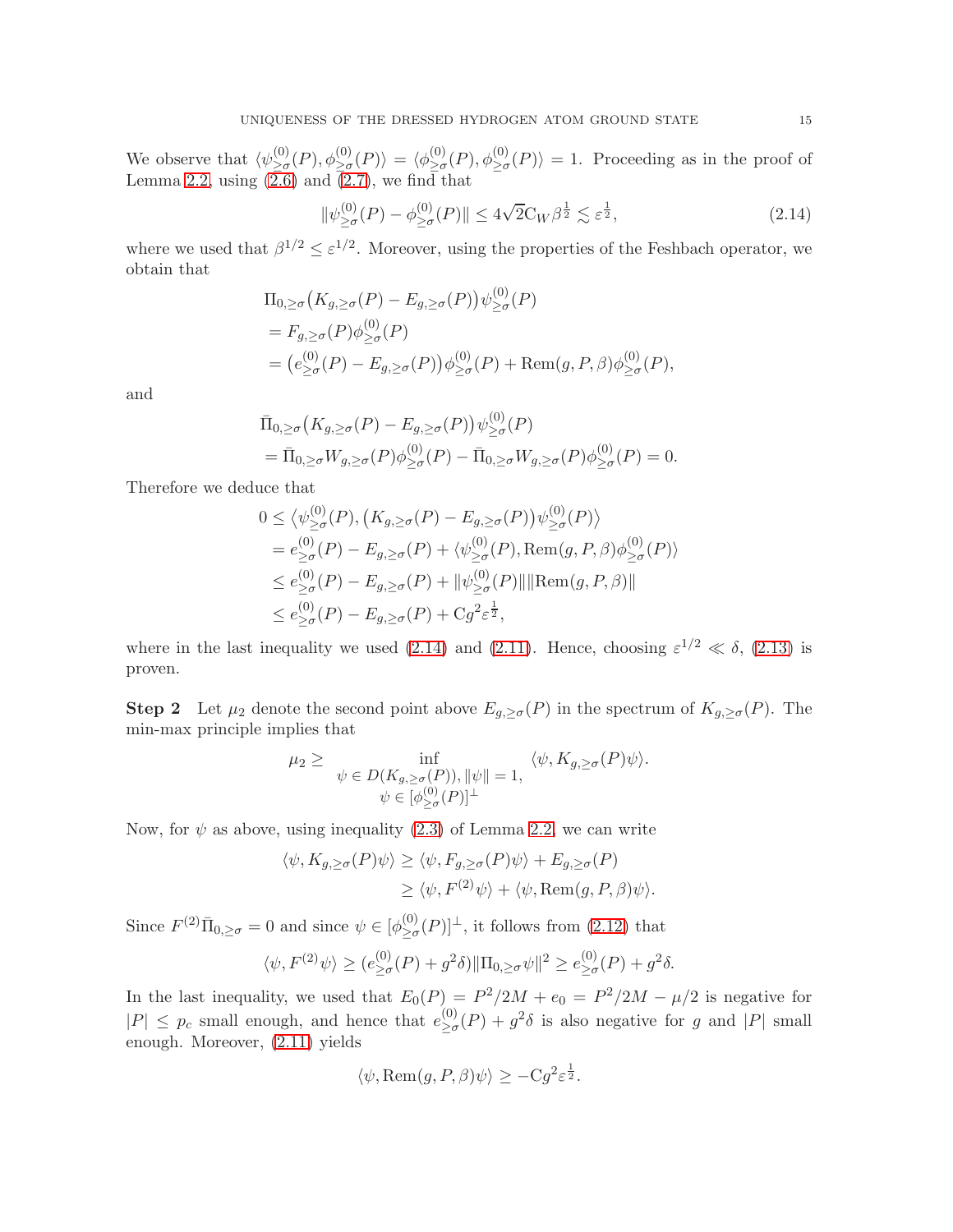We observe that $\langle \psi^{(0)}_{\geq\sigma}(P), \phi^{(0)}_{\geq\sigma}(P)\rangle = \langle \phi^{(0)}_{\geq\sigma}(P), \phi^{(0)}_{\geq\sigma}(P)\rangle = 1$. Proceeding as in the proof of Lemma 2.2, using (2.6) and (2.7), we find that

$$\|\psi^{(0)}_{\geq\sigma}(P) - \phi^{(0)}_{\geq\sigma}(P)\| \leq 4\sqrt{2}\mathrm{C}_W \beta^{\frac{1}{2}} \lesssim \varepsilon^{\frac{1}{2}}, \tag{2.14}$$

where we used that $\beta^{1/2} \leq \varepsilon^{1/2}$. Moreover, using the properties of the Feshbach operator, we obtain that

$$\begin{aligned}
&\Pi_{0,\geq\sigma}\big(K_{g,\geq\sigma}(P) - E_{g,\geq\sigma}(P)\big)\psi^{(0)}_{\geq\sigma}(P)\\
&= F_{g,\geq\sigma}(P)\phi^{(0)}_{\geq\sigma}(P)\\
&= \big(e^{(0)}_{\geq\sigma}(P) - E_{g,\geq\sigma}(P)\big)\phi^{(0)}_{\geq\sigma}(P) + \mathrm{Rem}(g,P,\beta)\phi^{(0)}_{\geq\sigma}(P),
\end{aligned}$$

and

$$\begin{aligned}
&\bar{\Pi}_{0,\geq\sigma}\big(K_{g,\geq\sigma}(P) - E_{g,\geq\sigma}(P)\big)\psi^{(0)}_{\geq\sigma}(P)\\
&= \bar{\Pi}_{0,\geq\sigma}W_{g,\geq\sigma}(P)\phi^{(0)}_{\geq\sigma}(P) - \bar{\Pi}_{0,\geq\sigma}W_{g,\geq\sigma}(P)\phi^{(0)}_{\geq\sigma}(P) = 0.
\end{aligned}$$

Therefore we deduce that

$$\begin{aligned}
0 &\leq \big\langle \psi^{(0)}_{\geq\sigma}(P), \big(K_{g,\geq\sigma}(P) - E_{g,\geq\sigma}(P)\big)\psi^{(0)}_{\geq\sigma}(P)\big\rangle\\
&= e^{(0)}_{\geq\sigma}(P) - E_{g,\geq\sigma}(P) + \langle \psi^{(0)}_{\geq\sigma}(P), \mathrm{Rem}(g,P,\beta)\phi^{(0)}_{\geq\sigma}(P)\rangle\\
&\leq e^{(0)}_{\geq\sigma}(P) - E_{g,\geq\sigma}(P) + \|\psi^{(0)}_{\geq\sigma}(P)\|\|\mathrm{Rem}(g,P,\beta)\|\\
&\leq e^{(0)}_{\geq\sigma}(P) - E_{g,\geq\sigma}(P) + \mathrm{C}g^2\varepsilon^{\frac{1}{2}},
\end{aligned}$$

where in the last inequality we used (2.14) and (2.11). Hence, choosing $\varepsilon^{1/2} \ll \delta$, (2.13) is proven.

**Step 2** Let $\mu_2$ denote the second point above $E_{g,\geq\sigma}(P)$ in the spectrum of $K_{g,\geq\sigma}(P)$. The min-max principle implies that

$$\mu_2 \geq \inf_{\substack{\psi \in D(K_{g,\geq\sigma}(P)),\, \|\psi\| = 1,\\ \psi \in [\phi^{(0)}_{\geq\sigma}(P)]^{\perp}}} \langle \psi, K_{g,\geq\sigma}(P)\psi\rangle.$$

Now, for $\psi$ as above, using inequality (2.3) of Lemma 2.2, we can write

$$\begin{aligned}
\langle \psi, K_{g,\geq\sigma}(P)\psi\rangle &\geq \langle \psi, F_{g,\geq\sigma}(P)\psi\rangle + E_{g,\geq\sigma}(P)\\
&\geq \langle \psi, F^{(2)}\psi\rangle + \langle \psi, \mathrm{Rem}(g,P,\beta)\psi\rangle.
\end{aligned}$$

Since $F^{(2)}\bar{\Pi}_{0,\geq\sigma} = 0$ and since $\psi \in [\phi^{(0)}_{\geq\sigma}(P)]^{\perp}$, it follows from (2.12) that

$$\langle \psi, F^{(2)}\psi\rangle \geq (e^{(0)}_{\geq\sigma}(P) + g^2\delta)\|\Pi_{0,\geq\sigma}\psi\|^2 \geq e^{(0)}_{\geq\sigma}(P) + g^2\delta.$$

In the last inequality, we used that $E_0(P) = P^2/2M + e_0 = P^2/2M - \mu/2$ is negative for $|P| \leq p_c$ small enough, and hence that $e^{(0)}_{\geq\sigma}(P) + g^2\delta$ is also negative for $g$ and $|P|$ small enough. Moreover, (2.11) yields

$$\langle \psi, \mathrm{Rem}(g,P,\beta)\psi\rangle \geq -\mathrm{C}g^2\varepsilon^{\frac{1}{2}}.$$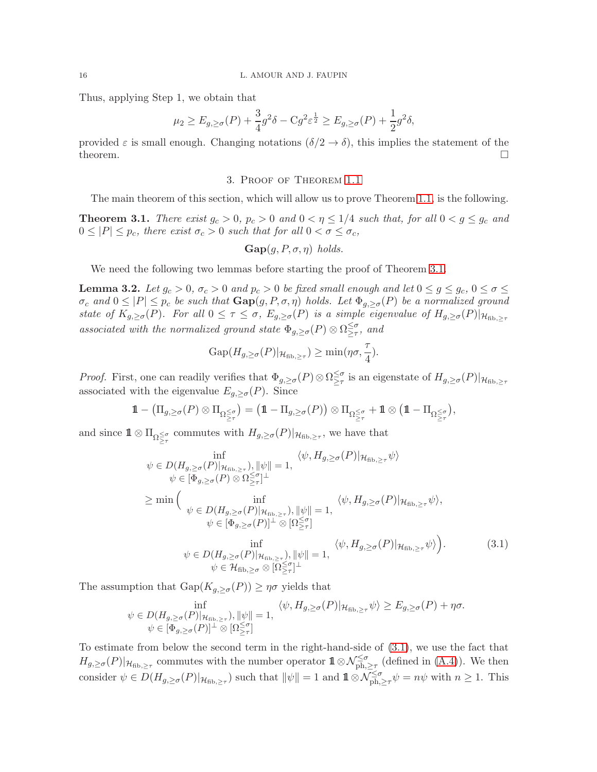Thus, applying Step 1, we obtain that

$$\mu_2 \geq E_{g,\geq\sigma}(P) + \frac{3}{4}g^2\delta - \mathrm{C}g^2\varepsilon^{\frac{1}{2}} \geq E_{g,\geq\sigma}(P) + \frac{1}{2}g^2\delta,$$

provided $\varepsilon$ is small enough. Changing notations ($\delta/2 \to \delta$), this implies the statement of the theorem. □

## 3. Proof of Theorem 1.1

The main theorem of this section, which will allow us to prove Theorem 1.1, is the following.

**Theorem 3.1.** *There exist $g_c > 0$, $p_c > 0$ and $0 < \eta \leq 1/4$ such that, for all $0 < g \leq g_c$ and $0 \leq |P| \leq p_c$, there exist $\sigma_c > 0$ such that for all $0 < \sigma \leq \sigma_c$,*

$$\mathbf{Gap}(g, P, \sigma, \eta) \text{ holds.}$$

We need the following two lemmas before starting the proof of Theorem 3.1.

**Lemma 3.2.** *Let $g_c > 0$, $\sigma_c > 0$ and $p_c > 0$ be fixed small enough and let $0 \leq g \leq g_c$, $0 \leq \sigma \leq \sigma_c$ and $0 \leq |P| \leq p_c$ be such that $\mathbf{Gap}(g, P, \sigma, \eta)$ holds. Let $\Phi_{g,\geq\sigma}(P)$ be a normalized ground state of $K_{g,\geq\sigma}(P)$. For all $0 \leq \tau \leq \sigma$, $E_{g,\geq\sigma}(P)$ is a simple eigenvalue of $H_{g,\geq\sigma}(P)|_{\mathcal{H}_{\mathrm{fib},\geq\tau}}$ associated with the normalized ground state $\Phi_{g,\geq\sigma}(P) \otimes \Omega^{\leq\sigma}_{\geq\tau}$, and*

$$\mathrm{Gap}(H_{g,\geq\sigma}(P)|_{\mathcal{H}_{\mathrm{fib},\geq\tau}}) \geq \min(\eta\sigma, \frac{\tau}{4}).$$

*Proof.* First, one can readily verifies that $\Phi_{g,\geq\sigma}(P) \otimes \Omega^{\leq\sigma}_{\geq\tau}$ is an eigenstate of $H_{g,\geq\sigma}(P)|_{\mathcal{H}_{\mathrm{fib},\geq\tau}}$ associated with the eigenvalue $E_{g,\geq\sigma}(P)$. Since

$$\mathbb{1} - \big(\Pi_{g,\geq\sigma}(P) \otimes \Pi_{\Omega^{\leq\sigma}_{\geq\tau}}\big) = \big(\mathbb{1} - \Pi_{g,\geq\sigma}(P)\big) \otimes \Pi_{\Omega^{\leq\sigma}_{\geq\tau}} + \mathbb{1} \otimes \big(\mathbb{1} - \Pi_{\Omega^{\leq\sigma}_{\geq\tau}}\big),$$

and since $\mathbb{1} \otimes \Pi_{\Omega^{\leq\sigma}_{\geq\tau}}$ commutes with $H_{g,\geq\sigma}(P)|_{\mathcal{H}_{\mathrm{fib},\geq\tau}}$, we have that

$$\begin{aligned}
&\inf_{\substack{\psi \in D(H_{g,\geq\sigma}(P)|_{\mathcal{H}_{\mathrm{fib},\geq\tau}}),\, \|\psi\| = 1,\\ \psi \in [\Phi_{g,\geq\sigma}(P) \otimes \Omega^{\leq\sigma}_{\geq\tau}]^\perp}} \langle \psi, H_{g,\geq\sigma}(P)|_{\mathcal{H}_{\mathrm{fib},\geq\tau}} \psi \rangle \\
&\geq \min\Big( \inf_{\substack{\psi \in D(H_{g,\geq\sigma}(P)|_{\mathcal{H}_{\mathrm{fib},\geq\tau}}),\, \|\psi\| = 1,\\ \psi \in [\Phi_{g,\geq\sigma}(P)]^\perp \otimes [\Omega^{\leq\sigma}_{\geq\tau}]}} \langle \psi, H_{g,\geq\sigma}(P)|_{\mathcal{H}_{\mathrm{fib},\geq\tau}} \psi \rangle, \\
&\qquad \inf_{\substack{\psi \in D(H_{g,\geq\sigma}(P)|_{\mathcal{H}_{\mathrm{fib},\geq\tau}}),\, \|\psi\| = 1,\\ \psi \in \mathcal{H}_{\mathrm{fib},\geq\sigma} \otimes [\Omega^{\leq\sigma}_{\geq\tau}]^\perp}} \langle \psi, H_{g,\geq\sigma}(P)|_{\mathcal{H}_{\mathrm{fib},\geq\tau}} \psi \rangle \Big).
\end{aligned} \tag{3.1}$$

The assumption that $\mathrm{Gap}(K_{g,\geq\sigma}(P)) \geq \eta\sigma$ yields that

$$\inf_{\substack{\psi \in D(H_{g,\geq\sigma}(P)|_{\mathcal{H}_{\mathrm{fib},\geq\tau}}),\, \|\psi\| = 1,\\ \psi \in [\Phi_{g,\geq\sigma}(P)]^\perp \otimes [\Omega^{\leq\sigma}_{\geq\tau}]}} \langle \psi, H_{g,\geq\sigma}(P)|_{\mathcal{H}_{\mathrm{fib},\geq\tau}} \psi \rangle \geq E_{g,\geq\sigma}(P) + \eta\sigma.$$

To estimate from below the second term in the right-hand-side of (3.1), we use the fact that $H_{g,\geq\sigma}(P)|_{\mathcal{H}_{\mathrm{fib},\geq\tau}}$ commutes with the number operator $\mathbb{1} \otimes \mathcal{N}^{\leq\sigma}_{\mathrm{ph},\geq\tau}$ (defined in (A.4)). We then consider $\psi \in D(H_{g,\geq\sigma}(P)|_{\mathcal{H}_{\mathrm{fib},\geq\tau}})$ such that $\|\psi\| = 1$ and $\mathbb{1} \otimes \mathcal{N}^{\leq\sigma}_{\mathrm{ph},\geq\tau}\psi = n\psi$ with $n \geq 1$. This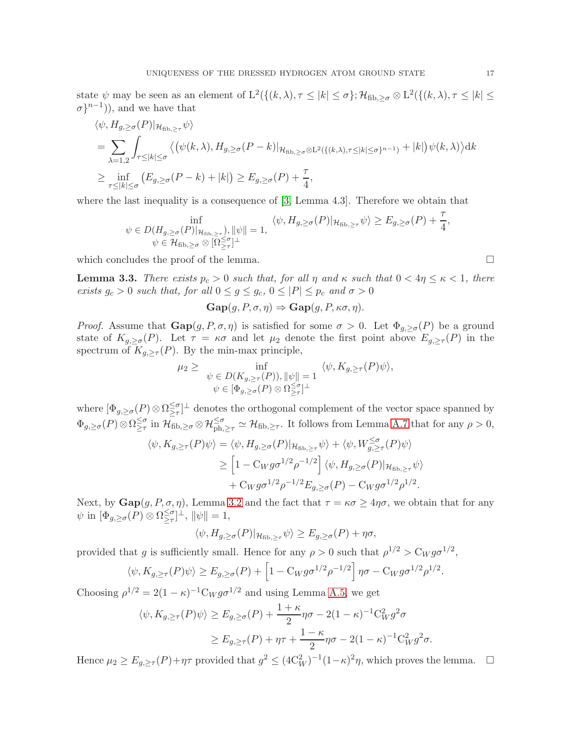state $\psi$ may be seen as an element of $\mathrm{L}^2(\{(k,\lambda), \tau \leq |k| \leq \sigma\}; \mathcal{H}_{\mathrm{fib}, \geq \sigma} \otimes \mathrm{L}^2(\{(k,\lambda), \tau \leq |k| \leq \sigma\}^{n-1}))$, and we have that

$$
\begin{aligned}
&\langle \psi, H_{g,\geq\sigma}(P)|_{\mathcal{H}_{\mathrm{fib},\geq\tau}} \psi \rangle \\
&= \sum_{\lambda=1,2} \int_{\tau \leq |k| \leq \sigma} \big\langle \big(\psi(k,\lambda), H_{g,\geq\sigma}(P-k)|_{\mathcal{H}_{\mathrm{fib},\geq\sigma} \otimes \mathrm{L}^2(\{(k,\lambda),\tau\leq|k|\leq\sigma\}^{n-1})} + |k|\big)\, \psi(k,\lambda) \big\rangle \mathrm{d}k \\
&\geq \inf_{\tau \leq |k| \leq \sigma} \big( E_{g,\geq\sigma}(P-k) + |k| \big) \geq E_{g,\geq\sigma}(P) + \frac{\tau}{4},
\end{aligned}
$$

where the last inequality is a consequence of [3, Lemma 4.3]. Therefore we obtain that

$$
\inf_{\substack{\psi \in D(H_{g,\geq\sigma}(P)|_{\mathcal{H}_{\mathrm{fib},\geq\tau}}),\, \|\psi\|=1, \\ \psi \in \mathcal{H}_{\mathrm{fib},\geq\sigma} \otimes [\Omega^{\leq\sigma}_{\geq\tau}]^\perp}} \langle \psi, H_{g,\geq\sigma}(P)|_{\mathcal{H}_{\mathrm{fib},\geq\tau}} \psi \rangle \geq E_{g,\geq\sigma}(P) + \frac{\tau}{4},
$$

which concludes the proof of the lemma. $\square$

**Lemma 3.3.** *There exists $p_c > 0$ such that, for all $\eta$ and $\kappa$ such that $0 < 4\eta \leq \kappa < 1$, there exists $g_c > 0$ such that, for all $0 \leq g \leq g_c$, $0 \leq |P| \leq p_c$ and $\sigma > 0$*

$$
\mathbf{Gap}(g, P, \sigma, \eta) \Rightarrow \mathbf{Gap}(g, P, \kappa\sigma, \eta).
$$

*Proof.* Assume that $\mathbf{Gap}(g, P, \sigma, \eta)$ is satisfied for some $\sigma > 0$. Let $\Phi_{g,\geq\sigma}(P)$ be a ground state of $K_{g,\geq\sigma}(P)$. Let $\tau = \kappa\sigma$ and let $\mu_2$ denote the first point above $E_{g,\geq\tau}(P)$ in the spectrum of $K_{g,\geq\tau}(P)$. By the min-max principle,

$$
\mu_2 \geq \inf_{\substack{\psi \in D(K_{g,\geq\tau}(P)),\, \|\psi\|=1 \\ \psi \in [\Phi_{g,\geq\sigma}(P) \otimes \Omega^{\leq\sigma}_{\geq\tau}]^\perp}} \langle \psi, K_{g,\geq\tau}(P) \psi \rangle,
$$

where $[\Phi_{g,\geq\sigma}(P) \otimes \Omega^{\leq\sigma}_{\geq\tau}]^\perp$ denotes the orthogonal complement of the vector space spanned by $\Phi_{g,\geq\sigma}(P) \otimes \Omega^{\leq\sigma}_{\geq\tau}$ in $\mathcal{H}_{\mathrm{fib},\geq\sigma} \otimes \mathcal{H}^{\leq\sigma}_{\mathrm{ph},\geq\tau} \simeq \mathcal{H}_{\mathrm{fib},\geq\tau}$. It follows from Lemma A.7 that for any $\rho > 0$,

$$
\begin{aligned}
\langle \psi, K_{g,\geq\tau}(P)\psi \rangle &= \langle \psi, H_{g,\geq\sigma}(P)|_{\mathcal{H}_{\mathrm{fib},\geq\tau}} \psi \rangle + \langle \psi, W^{\leq\sigma}_{g,\geq\tau}(P) \psi \rangle \\
&\geq \Big[ 1 - \mathrm{C}_W g \sigma^{1/2} \rho^{-1/2} \Big] \langle \psi, H_{g,\geq\sigma}(P)|_{\mathcal{H}_{\mathrm{fib},\geq\tau}} \psi \rangle \\
&\quad + \mathrm{C}_W g \sigma^{1/2} \rho^{-1/2} E_{g,\geq\sigma}(P) - \mathrm{C}_W g \sigma^{1/2} \rho^{1/2}.
\end{aligned}
$$

Next, by $\mathbf{Gap}(g, P, \sigma, \eta)$, Lemma 3.2 and the fact that $\tau = \kappa\sigma \geq 4\eta\sigma$, we obtain that for any $\psi$ in $[\Phi_{g,\geq\sigma}(P) \otimes \Omega^{\leq\sigma}_{\geq\tau}]^\perp$, $\|\psi\| = 1$,

$$
\langle \psi, H_{g,\geq\sigma}(P)|_{\mathcal{H}_{\mathrm{fib},\geq\tau}} \psi \rangle \geq E_{g,\geq\sigma}(P) + \eta\sigma,
$$

provided that $g$ is sufficiently small. Hence for any $\rho > 0$ such that $\rho^{1/2} > \mathrm{C}_W g \sigma^{1/2}$,

$$
\langle \psi, K_{g,\geq\tau}(P)\psi \rangle \geq E_{g,\geq\sigma}(P) + \Big[ 1 - \mathrm{C}_W g \sigma^{1/2} \rho^{-1/2} \Big] \eta\sigma - \mathrm{C}_W g \sigma^{1/2} \rho^{1/2}.
$$

Choosing $\rho^{1/2} = 2(1-\kappa)^{-1} \mathrm{C}_W g \sigma^{1/2}$ and using Lemma A.5, we get

$$
\begin{aligned}
\langle \psi, K_{g,\geq\tau}(P)\psi \rangle &\geq E_{g,\geq\sigma}(P) + \frac{1+\kappa}{2}\eta\sigma - 2(1-\kappa)^{-1}\mathrm{C}_W^2 g^2 \sigma \\
&\geq E_{g,\geq\tau}(P) + \eta\tau + \frac{1-\kappa}{2}\eta\sigma - 2(1-\kappa)^{-1}\mathrm{C}_W^2 g^2 \sigma.
\end{aligned}
$$

Hence $\mu_2 \geq E_{g,\geq\tau}(P) + \eta\tau$ provided that $g^2 \leq (4\mathrm{C}_W^2)^{-1}(1-\kappa)^2\eta$, which proves the lemma. $\square$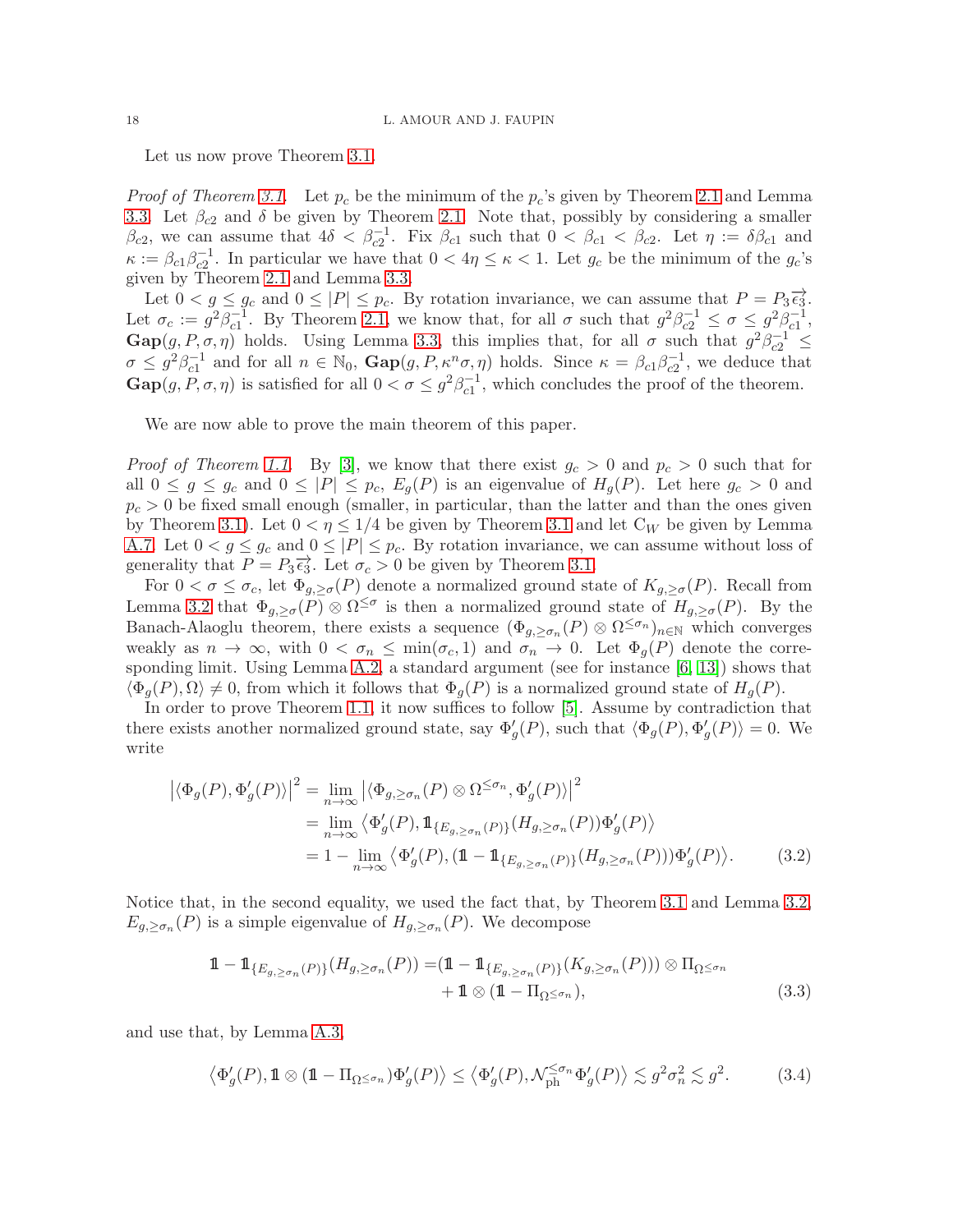Let us now prove Theorem 3.1.

*Proof of Theorem 3.1.* Let $p_c$ be the minimum of the $p_c$'s given by Theorem 2.1 and Lemma 3.3. Let $\beta_{c2}$ and $\delta$ be given by Theorem 2.1. Note that, possibly by considering a smaller $\beta_{c2}$, we can assume that $4\delta < \beta_{c2}^{-1}$. Fix $\beta_{c1}$ such that $0 < \beta_{c1} < \beta_{c2}$. Let $\eta := \delta\beta_{c1}$ and $\kappa := \beta_{c1}\beta_{c2}^{-1}$. In particular we have that $0 < 4\eta \leq \kappa < 1$. Let $g_c$ be the minimum of the $g_c$'s given by Theorem 2.1 and Lemma 3.3.

Let $0 < g \leq g_c$ and $0 \leq |P| \leq p_c$. By rotation invariance, we can assume that $P = P_3\vec{\epsilon_3}$. Let $\sigma_c := g^2\beta_{c1}^{-1}$. By Theorem 2.1, we know that, for all $\sigma$ such that $g^2\beta_{c2}^{-1} \leq \sigma \leq g^2\beta_{c1}^{-1}$, $\mathbf{Gap}(g, P, \sigma, \eta)$ holds. Using Lemma 3.3, this implies that, for all $\sigma$ such that $g^2\beta_{c2}^{-1} \leq \sigma \leq g^2\beta_{c1}^{-1}$ and for all $n \in \mathbb{N}_0$, $\mathbf{Gap}(g, P, \kappa^n\sigma, \eta)$ holds. Since $\kappa = \beta_{c1}\beta_{c2}^{-1}$, we deduce that $\mathbf{Gap}(g, P, \sigma, \eta)$ is satisfied for all $0 < \sigma \leq g^2\beta_{c1}^{-1}$, which concludes the proof of the theorem.

We are now able to prove the main theorem of this paper.

*Proof of Theorem 1.1.* By [3], we know that there exist $g_c > 0$ and $p_c > 0$ such that for all $0 \leq g \leq g_c$ and $0 \leq |P| \leq p_c$, $E_g(P)$ is an eigenvalue of $H_g(P)$. Let here $g_c > 0$ and $p_c > 0$ be fixed small enough (smaller, in particular, than the latter and than the ones given by Theorem 3.1). Let $0 < \eta \leq 1/4$ be given by Theorem 3.1 and let $\mathrm{C}_W$ be given by Lemma A.7. Let $0 < g \leq g_c$ and $0 \leq |P| \leq p_c$. By rotation invariance, we can assume without loss of generality that $P = P_3\vec{\epsilon_3}$. Let $\sigma_c > 0$ be given by Theorem 3.1.

For $0 < \sigma \leq \sigma_c$, let $\Phi_{g,\geq\sigma}(P)$ denote a normalized ground state of $K_{g,\geq\sigma}(P)$. Recall from Lemma 3.2 that $\Phi_{g,\geq\sigma}(P) \otimes \Omega^{\leq\sigma}$ is then a normalized ground state of $H_{g,\geq\sigma}(P)$. By the Banach-Alaoglu theorem, there exists a sequence $(\Phi_{g,\geq\sigma_n}(P) \otimes \Omega^{\leq\sigma_n})_{n\in\mathbb{N}}$ which converges weakly as $n \to \infty$, with $0 < \sigma_n \leq \min(\sigma_c, 1)$ and $\sigma_n \to 0$. Let $\Phi_g(P)$ denote the corresponding limit. Using Lemma A.2, a standard argument (see for instance [6, 13]) shows that $\langle \Phi_g(P), \Omega\rangle \neq 0$, from which it follows that $\Phi_g(P)$ is a normalized ground state of $H_g(P)$.

In order to prove Theorem 1.1, it now suffices to follow [5]. Assume by contradiction that there exists another normalized ground state, say $\Phi'_g(P)$, such that $\langle \Phi_g(P), \Phi'_g(P)\rangle = 0$. We write

$$
\begin{aligned}
\left|\langle \Phi_g(P), \Phi'_g(P)\rangle\right|^2 &= \lim_{n\to\infty} \left|\langle \Phi_{g,\geq\sigma_n}(P) \otimes \Omega^{\leq\sigma_n}, \Phi'_g(P)\rangle\right|^2 \\
&= \lim_{n\to\infty} \left\langle \Phi'_g(P), \mathbb{1}_{\{E_{g,\geq\sigma_n}(P)\}}(H_{g,\geq\sigma_n}(P))\Phi'_g(P)\right\rangle \\
&= 1 - \lim_{n\to\infty} \left\langle \Phi'_g(P), (\mathbb{1} - \mathbb{1}_{\{E_{g,\geq\sigma_n}(P)\}}(H_{g,\geq\sigma_n}(P)))\Phi'_g(P)\right\rangle.
\end{aligned} \tag{3.2}
$$

Notice that, in the second equality, we used the fact that, by Theorem 3.1 and Lemma 3.2, $E_{g,\geq\sigma_n}(P)$ is a simple eigenvalue of $H_{g,\geq\sigma_n}(P)$. We decompose

$$
\begin{aligned}
\mathbb{1} - \mathbb{1}_{\{E_{g,\geq\sigma_n}(P)\}}(H_{g,\geq\sigma_n}(P)) =& (\mathbb{1} - \mathbb{1}_{\{E_{g,\geq\sigma_n}(P)\}}(K_{g,\geq\sigma_n}(P))) \otimes \Pi_{\Omega^{\leq\sigma_n}} \\
&+ \mathbb{1} \otimes (\mathbb{1} - \Pi_{\Omega^{\leq\sigma_n}}),
\end{aligned} \tag{3.3}
$$

and use that, by Lemma A.3,

$$
\left\langle \Phi'_g(P), \mathbb{1} \otimes (\mathbb{1} - \Pi_{\Omega^{\leq\sigma_n}})\Phi'_g(P)\right\rangle \leq \left\langle \Phi'_g(P), \mathcal{N}_{\mathrm{ph}}^{\leq\sigma_n}\Phi'_g(P)\right\rangle \lesssim g^2\sigma_n^2 \lesssim g^2. \tag{3.4}
$$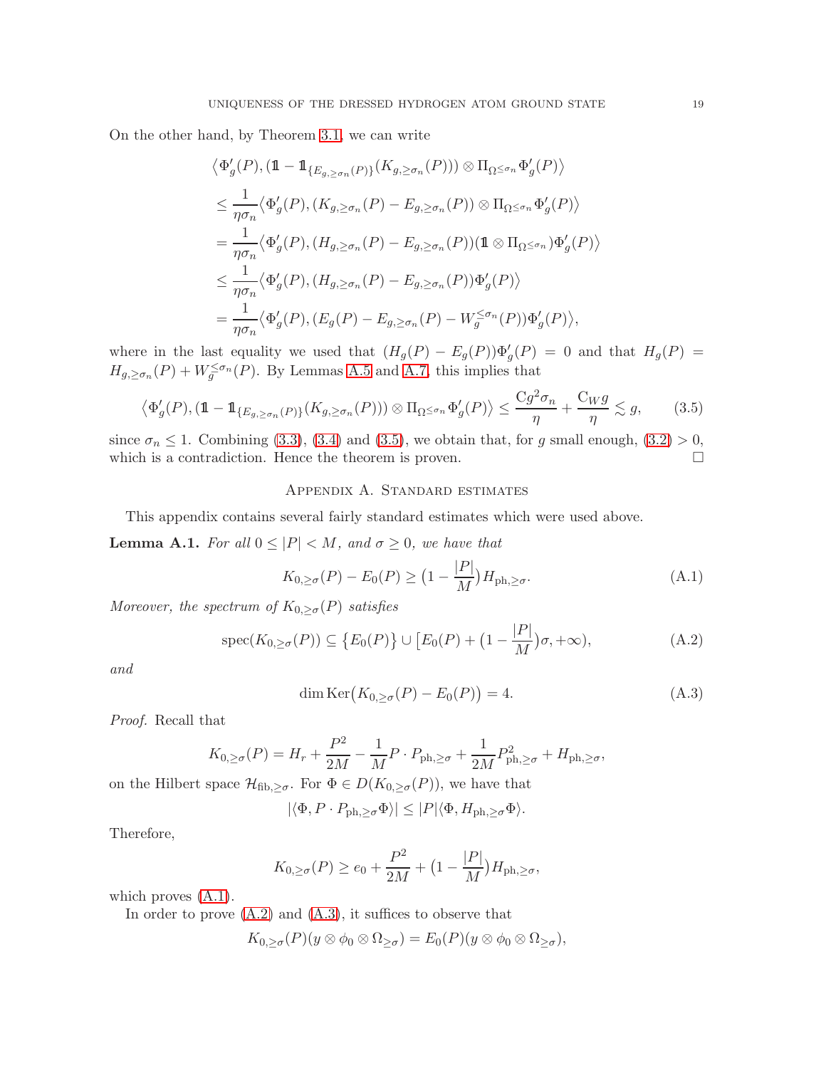On the other hand, by Theorem 3.1, we can write

$$
\begin{aligned}
&\big\langle \Phi_g'(P), (\mathbb{1} - \mathbb{1}_{\{E_{g,\geq\sigma_n}(P)\}}(K_{g,\geq\sigma_n}(P))) \otimes \Pi_{\Omega^{\leq\sigma_n}} \Phi_g'(P) \big\rangle \\
&\leq \frac{1}{\eta\sigma_n} \big\langle \Phi_g'(P), (K_{g,\geq\sigma_n}(P) - E_{g,\geq\sigma_n}(P)) \otimes \Pi_{\Omega^{\leq\sigma_n}} \Phi_g'(P) \big\rangle \\
&= \frac{1}{\eta\sigma_n} \big\langle \Phi_g'(P), (H_{g,\geq\sigma_n}(P) - E_{g,\geq\sigma_n}(P))(\mathbb{1} \otimes \Pi_{\Omega^{\leq\sigma_n}}) \Phi_g'(P) \big\rangle \\
&\leq \frac{1}{\eta\sigma_n} \big\langle \Phi_g'(P), (H_{g,\geq\sigma_n}(P) - E_{g,\geq\sigma_n}(P)) \Phi_g'(P) \big\rangle \\
&= \frac{1}{\eta\sigma_n} \big\langle \Phi_g'(P), (E_g(P) - E_{g,\geq\sigma_n}(P) - W_g^{\leq\sigma_n}(P)) \Phi_g'(P) \big\rangle,
\end{aligned}
$$

where in the last equality we used that $(H_g(P) - E_g(P))\Phi_g'(P) = 0$ and that $H_g(P) = H_{g,\geq\sigma_n}(P) + W_g^{\leq\sigma_n}(P)$. By Lemmas A.5 and A.7, this implies that

$$
\big\langle \Phi_g'(P), (\mathbb{1} - \mathbb{1}_{\{E_{g,\geq\sigma_n}(P)\}}(K_{g,\geq\sigma_n}(P))) \otimes \Pi_{\Omega^{\leq\sigma_n}} \Phi_g'(P) \big\rangle \leq \frac{\mathrm{C} g^2 \sigma_n}{\eta} + \frac{\mathrm{C}_W g}{\eta} \lesssim g, \tag{3.5}
$$

since $\sigma_n \leq 1$. Combining (3.3), (3.4) and (3.5), we obtain that, for $g$ small enough, (3.2) $> 0$, which is a contradiction. Hence the theorem is proven. □

## Appendix A. Standard estimates

This appendix contains several fairly standard estimates which were used above.

**Lemma A.1.** *For all $0 \leq |P| < M$, and $\sigma \geq 0$, we have that*

$$
K_{0,\geq\sigma}(P) - E_0(P) \geq \big(1 - \frac{|P|}{M}\big) H_{\mathrm{ph},\geq\sigma}. \tag{A.1}
$$

*Moreover, the spectrum of $K_{0,\geq\sigma}(P)$ satisfies*

$$
\mathrm{spec}(K_{0,\geq\sigma}(P)) \subseteq \{E_0(P)\} \cup \big[E_0(P) + \big(1 - \frac{|P|}{M}\big)\sigma, +\infty\big), \tag{A.2}
$$

*and*

$$
\dim \mathrm{Ker}\big(K_{0,\geq\sigma}(P) - E_0(P)\big) = 4. \tag{A.3}
$$

*Proof.* Recall that

$$
K_{0,\geq\sigma}(P) = H_r + \frac{P^2}{2M} - \frac{1}{M} P \cdot P_{\mathrm{ph},\geq\sigma} + \frac{1}{2M} P_{\mathrm{ph},\geq\sigma}^2 + H_{\mathrm{ph},\geq\sigma},
$$

on the Hilbert space $\mathcal{H}_{\mathrm{fib},\geq\sigma}$. For $\Phi \in D(K_{0,\geq\sigma}(P))$, we have that

$$
|\langle \Phi, P \cdot P_{\mathrm{ph},\geq\sigma} \Phi \rangle| \leq |P| \langle \Phi, H_{\mathrm{ph},\geq\sigma} \Phi \rangle.
$$

Therefore,

$$
K_{0,\geq\sigma}(P) \geq e_0 + \frac{P^2}{2M} + \big(1 - \frac{|P|}{M}\big) H_{\mathrm{ph},\geq\sigma},
$$

which proves (A.1).

In order to prove (A.2) and (A.3), it suffices to observe that

$$
K_{0,\geq\sigma}(P)(y \otimes \phi_0 \otimes \Omega_{\geq\sigma}) = E_0(P)(y \otimes \phi_0 \otimes \Omega_{\geq\sigma}),
$$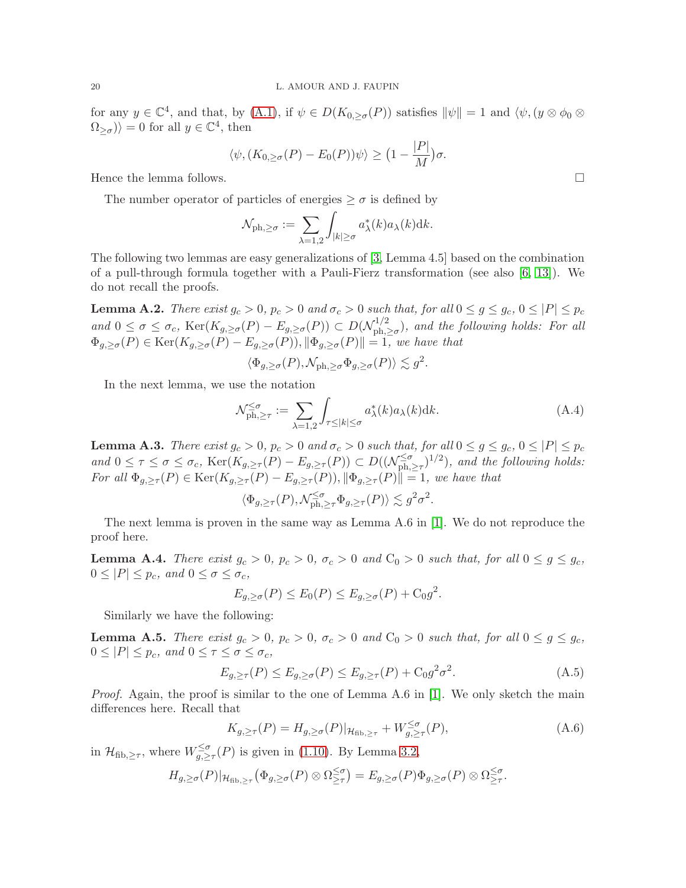for any $y \in \mathbb{C}^4$, and that, by (A.1), if $\psi \in D(K_{0,\geq\sigma}(P))$ satisfies $\|\psi\| = 1$ and $\langle \psi, (y \otimes \phi_0 \otimes \Omega_{\geq\sigma}) \rangle = 0$ for all $y \in \mathbb{C}^4$, then

$$\langle \psi, (K_{0,\geq\sigma}(P) - E_0(P))\psi \rangle \geq \big(1 - \frac{|P|}{M}\big)\sigma.$$

Hence the lemma follows. □

The number operator of particles of energies $\geq \sigma$ is defined by

$$\mathcal{N}_{\mathrm{ph},\geq\sigma} := \sum_{\lambda=1,2} \int_{|k|\geq\sigma} a^*_\lambda(k) a_\lambda(k) \mathrm{d}k.$$

The following two lemmas are easy generalizations of [3, Lemma 4.5] based on the combination of a pull-through formula together with a Pauli-Fierz transformation (see also [6, 13]). We do not recall the proofs.

**Lemma A.2.** *There exist $g_c > 0$, $p_c > 0$ and $\sigma_c > 0$ such that, for all $0 \leq g \leq g_c$, $0 \leq |P| \leq p_c$ and $0 \leq \sigma \leq \sigma_c$, $\mathrm{Ker}(K_{g,\geq\sigma}(P) - E_{g,\geq\sigma}(P)) \subset D(\mathcal{N}^{1/2}_{\mathrm{ph},\geq\sigma})$, and the following holds: For all $\Phi_{g,\geq\sigma}(P) \in \mathrm{Ker}(K_{g,\geq\sigma}(P) - E_{g,\geq\sigma}(P))$, $\|\Phi_{g,\geq\sigma}(P)\| = 1$, we have that*

$$\langle \Phi_{g,\geq\sigma}(P), \mathcal{N}_{\mathrm{ph},\geq\sigma} \Phi_{g,\geq\sigma}(P) \rangle \lesssim g^2.$$

In the next lemma, we use the notation

$$\mathcal{N}^{\leq\sigma}_{\mathrm{ph},\geq\tau} := \sum_{\lambda=1,2} \int_{\tau\leq|k|\leq\sigma} a^*_\lambda(k) a_\lambda(k) \mathrm{d}k. \tag{A.4}$$

**Lemma A.3.** *There exist $g_c > 0$, $p_c > 0$ and $\sigma_c > 0$ such that, for all $0 \leq g \leq g_c$, $0 \leq |P| \leq p_c$ and $0 \leq \tau \leq \sigma \leq \sigma_c$, $\mathrm{Ker}(K_{g,\geq\tau}(P) - E_{g,\geq\tau}(P)) \subset D((\mathcal{N}^{\leq\sigma}_{\mathrm{ph},\geq\tau})^{1/2})$, and the following holds: For all $\Phi_{g,\geq\tau}(P) \in \mathrm{Ker}(K_{g,\geq\tau}(P) - E_{g,\geq\tau}(P))$, $\|\Phi_{g,\geq\tau}(P)\| = 1$, we have that*

$$\langle \Phi_{g,\geq\tau}(P), \mathcal{N}^{\leq\sigma}_{\mathrm{ph},\geq\tau} \Phi_{g,\geq\tau}(P) \rangle \lesssim g^2\sigma^2.$$

The next lemma is proven in the same way as Lemma A.6 in [1]. We do not reproduce the proof here.

**Lemma A.4.** *There exist $g_c > 0$, $p_c > 0$, $\sigma_c > 0$ and $\mathrm{C}_0 > 0$ such that, for all $0 \leq g \leq g_c$, $0 \leq |P| \leq p_c$, and $0 \leq \sigma \leq \sigma_c$,*

$$E_{g,\geq\sigma}(P) \leq E_0(P) \leq E_{g,\geq\sigma}(P) + \mathrm{C}_0 g^2.$$

Similarly we have the following:

**Lemma A.5.** *There exist $g_c > 0$, $p_c > 0$, $\sigma_c > 0$ and $\mathrm{C}_0 > 0$ such that, for all $0 \leq g \leq g_c$, $0 \leq |P| \leq p_c$, and $0 \leq \tau \leq \sigma \leq \sigma_c$,*

$$E_{g,\geq\tau}(P) \leq E_{g,\geq\sigma}(P) \leq E_{g,\geq\tau}(P) + \mathrm{C}_0 g^2\sigma^2. \tag{A.5}$$

*Proof.* Again, the proof is similar to the one of Lemma A.6 in [1]. We only sketch the main differences here. Recall that

$$K_{g,\geq\tau}(P) = H_{g,\geq\sigma}(P)|_{\mathcal{H}_{\mathrm{fib},\geq\tau}} + W^{\leq\sigma}_{g,\geq\tau}(P), \tag{A.6}$$

in $\mathcal{H}_{\mathrm{fib},\geq\tau}$, where $W^{\leq\sigma}_{g,\geq\tau}(P)$ is given in (1.10). By Lemma 3.2,

$$H_{g,\geq\sigma}(P)|_{\mathcal{H}_{\mathrm{fib},\geq\tau}} \big(\Phi_{g,\geq\sigma}(P) \otimes \Omega^{\leq\sigma}_{\geq\tau}\big) = E_{g,\geq\sigma}(P) \Phi_{g,\geq\sigma}(P) \otimes \Omega^{\leq\sigma}_{\geq\tau}.$$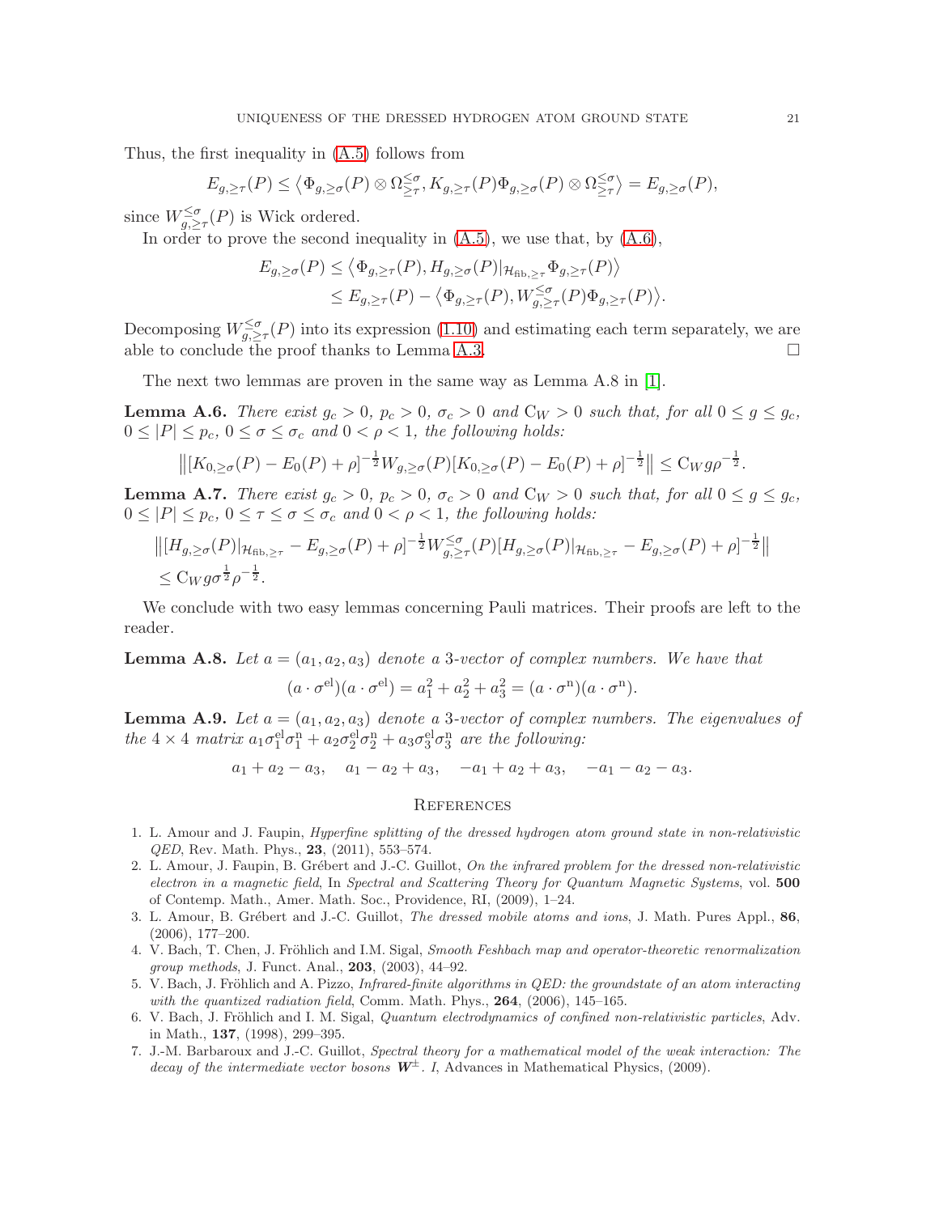Thus, the first inequality in (A.5) follows from

$$E_{g,\geq\tau}(P) \leq \left\langle \Phi_{g,\geq\sigma}(P) \otimes \Omega_{\geq\tau}^{\leq\sigma}, K_{g,\geq\tau}(P) \Phi_{g,\geq\sigma}(P) \otimes \Omega_{\geq\tau}^{\leq\sigma} \right\rangle = E_{g,\geq\sigma}(P),$$

since $W_{g,\geq\tau}^{\leq\sigma}(P)$ is Wick ordered.

In order to prove the second inequality in (A.5), we use that, by (A.6),

$$\begin{aligned} E_{g,\geq\sigma}(P) &\leq \left\langle \Phi_{g,\geq\tau}(P), H_{g,\geq\sigma}(P)|_{\mathcal{H}_{\mathrm{fib},\geq\tau}} \Phi_{g,\geq\tau}(P) \right\rangle \\ &\leq E_{g,\geq\tau}(P) - \left\langle \Phi_{g,\geq\tau}(P), W_{g,\geq\tau}^{\leq\sigma}(P) \Phi_{g,\geq\tau}(P) \right\rangle. \end{aligned}$$

Decomposing $W_{g,\geq\tau}^{\leq\sigma}(P)$ into its expression (1.10) and estimating each term separately, we are able to conclude the proof thanks to Lemma A.3. $\square$

The next two lemmas are proven in the same way as Lemma A.8 in [1].

**Lemma A.6.** *There exist $g_c > 0$, $p_c > 0$, $\sigma_c > 0$ and $\mathrm{C}_W > 0$ such that, for all $0 \leq g \leq g_c$, $0 \leq |P| \leq p_c$, $0 \leq \sigma \leq \sigma_c$ and $0 < \rho < 1$, the following holds:*

$$\left\| [K_{0,\geq\sigma}(P) - E_0(P) + \rho]^{-\frac{1}{2}} W_{g,\geq\sigma}(P) [K_{0,\geq\sigma}(P) - E_0(P) + \rho]^{-\frac{1}{2}} \right\| \leq \mathrm{C}_W g \rho^{-\frac{1}{2}}.$$

**Lemma A.7.** *There exist $g_c > 0$, $p_c > 0$, $\sigma_c > 0$ and $\mathrm{C}_W > 0$ such that, for all $0 \leq g \leq g_c$, $0 \leq |P| \leq p_c$, $0 \leq \tau \leq \sigma \leq \sigma_c$ and $0 < \rho < 1$, the following holds:*

$$\begin{aligned} &\left\| [H_{g,\geq\sigma}(P)|_{\mathcal{H}_{\mathrm{fib},\geq\tau}} - E_{g,\geq\sigma}(P) + \rho]^{-\frac{1}{2}} W_{g,\geq\tau}^{\leq\sigma}(P) [H_{g,\geq\sigma}(P)|_{\mathcal{H}_{\mathrm{fib},\geq\tau}} - E_{g,\geq\sigma}(P) + \rho]^{-\frac{1}{2}} \right\| \\ &\leq \mathrm{C}_W g \sigma^{\frac{1}{2}} \rho^{-\frac{1}{2}}. \end{aligned}$$

We conclude with two easy lemmas concerning Pauli matrices. Their proofs are left to the reader.

**Lemma A.8.** *Let $a = (a_1, a_2, a_3)$ denote a 3-vector of complex numbers. We have that*

$$(a \cdot \sigma^{\mathrm{el}})(a \cdot \sigma^{\mathrm{el}}) = a_1^2 + a_2^2 + a_3^2 = (a \cdot \sigma^{\mathrm{n}})(a \cdot \sigma^{\mathrm{n}}).$$

**Lemma A.9.** *Let $a = (a_1, a_2, a_3)$ denote a 3-vector of complex numbers. The eigenvalues of the $4 \times 4$ matrix $a_1 \sigma_1^{\mathrm{el}} \sigma_1^{\mathrm{n}} + a_2 \sigma_2^{\mathrm{el}} \sigma_2^{\mathrm{n}} + a_3 \sigma_3^{\mathrm{el}} \sigma_3^{\mathrm{n}}$ are the following:*

$$a_1 + a_2 - a_3, \quad a_1 - a_2 + a_3, \quad -a_1 + a_2 + a_3, \quad -a_1 - a_2 - a_3.$$

## References

1. L. Amour and J. Faupin, *Hyperfine splitting of the dressed hydrogen atom ground state in non-relativistic QED*, Rev. Math. Phys., **23**, (2011), 553–574.
2. L. Amour, J. Faupin, B. Grébert and J.-C. Guillot, *On the infrared problem for the dressed non-relativistic electron in a magnetic field*, In *Spectral and Scattering Theory for Quantum Magnetic Systems*, vol. **500** of Contemp. Math., Amer. Math. Soc., Providence, RI, (2009), 1–24.
3. L. Amour, B. Grébert and J.-C. Guillot, *The dressed mobile atoms and ions*, J. Math. Pures Appl., **86**, (2006), 177–200.
4. V. Bach, T. Chen, J. Fröhlich and I.M. Sigal, *Smooth Feshbach map and operator-theoretic renormalization group methods*, J. Funct. Anal., **203**, (2003), 44–92.
5. V. Bach, J. Fröhlich and A. Pizzo, *Infrared-finite algorithms in QED: the groundstate of an atom interacting with the quantized radiation field*, Comm. Math. Phys., **264**, (2006), 145–165.
6. V. Bach, J. Fröhlich and I. M. Sigal, *Quantum electrodynamics of confined non-relativistic particles*, Adv. in Math., **137**, (1998), 299–395.
7. J.-M. Barbaroux and J.-C. Guillot, *Spectral theory for a mathematical model of the weak interaction: The decay of the intermediate vector bosons $\boldsymbol{W}^{\pm}$. I*, Advances in Mathematical Physics, (2009).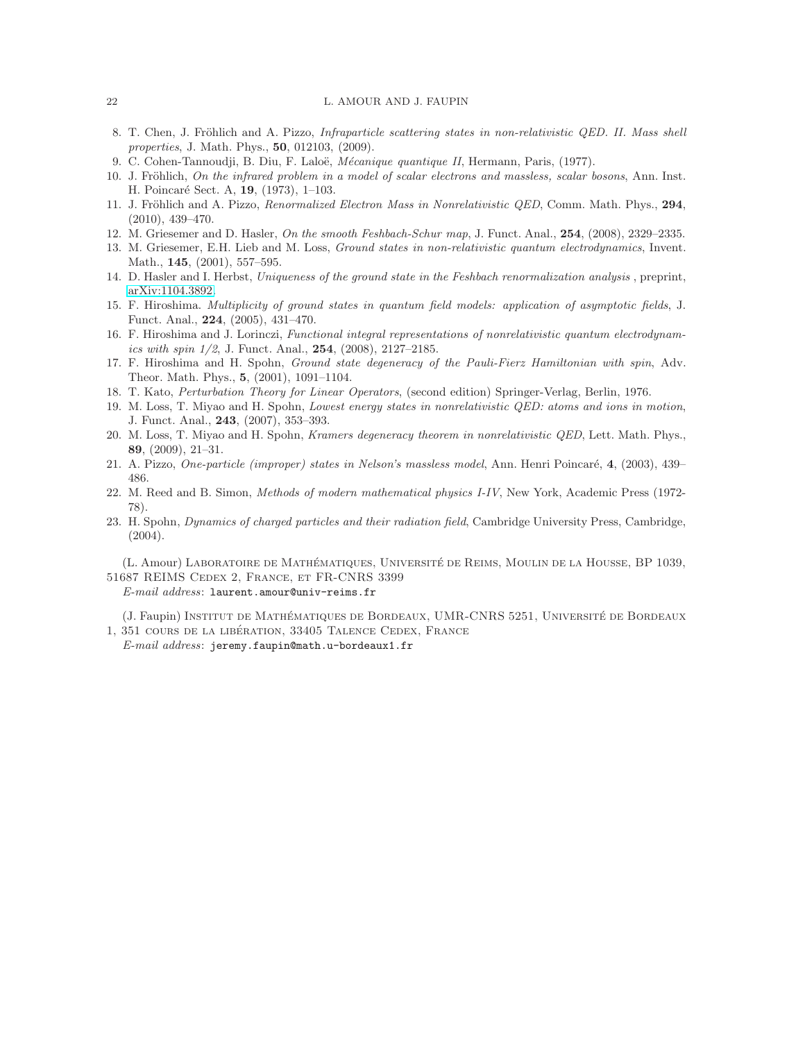8. T. Chen, J. Fröhlich and A. Pizzo, *Infraparticle scattering states in non-relativistic QED. II. Mass shell properties*, J. Math. Phys., **50**, 012103, (2009).
9. C. Cohen-Tannoudji, B. Diu, F. Laloë, *Mécanique quantique II*, Hermann, Paris, (1977).
10. J. Fröhlich, *On the infrared problem in a model of scalar electrons and massless, scalar bosons*, Ann. Inst. H. Poincaré Sect. A, **19**, (1973), 1–103.
11. J. Fröhlich and A. Pizzo, *Renormalized Electron Mass in Nonrelativistic QED*, Comm. Math. Phys., **294**, (2010), 439–470.
12. M. Griesemer and D. Hasler, *On the smooth Feshbach-Schur map*, J. Funct. Anal., **254**, (2008), 2329–2335.
13. M. Griesemer, E.H. Lieb and M. Loss, *Ground states in non-relativistic quantum electrodynamics*, Invent. Math., **145**, (2001), 557–595.
14. D. Hasler and I. Herbst, *Uniqueness of the ground state in the Feshbach renormalization analysis* , preprint, arXiv:1104.3892.
15. F. Hiroshima. *Multiplicity of ground states in quantum field models: application of asymptotic fields*, J. Funct. Anal., **224**, (2005), 431–470.
16. F. Hiroshima and J. Lorinczi, *Functional integral representations of nonrelativistic quantum electrodynamics with spin 1/2*, J. Funct. Anal., **254**, (2008), 2127–2185.
17. F. Hiroshima and H. Spohn, *Ground state degeneracy of the Pauli-Fierz Hamiltonian with spin*, Adv. Theor. Math. Phys., **5**, (2001), 1091–1104.
18. T. Kato, *Perturbation Theory for Linear Operators*, (second edition) Springer-Verlag, Berlin, 1976.
19. M. Loss, T. Miyao and H. Spohn, *Lowest energy states in nonrelativistic QED: atoms and ions in motion*, J. Funct. Anal., **243**, (2007), 353–393.
20. M. Loss, T. Miyao and H. Spohn, *Kramers degeneracy theorem in nonrelativistic QED*, Lett. Math. Phys., **89**, (2009), 21–31.
21. A. Pizzo, *One-particle (improper) states in Nelson's massless model*, Ann. Henri Poincaré, **4**, (2003), 439–486.
22. M. Reed and B. Simon, *Methods of modern mathematical physics I-IV*, New York, Academic Press (1972-78).
23. H. Spohn, *Dynamics of charged particles and their radiation field*, Cambridge University Press, Cambridge, (2004).

(L. Amour) Laboratoire de Mathématiques, Université de Reims, Moulin de la Housse, BP 1039, 51687 REIMS Cedex 2, France, et FR-CNRS 3399

*E-mail address*: laurent.amour@univ-reims.fr

(J. Faupin) Institut de Mathématiques de Bordeaux, UMR-CNRS 5251, Université de Bordeaux 1, 351 cours de la libération, 33405 Talence Cedex, France

*E-mail address*: jeremy.faupin@math.u-bordeaux1.fr